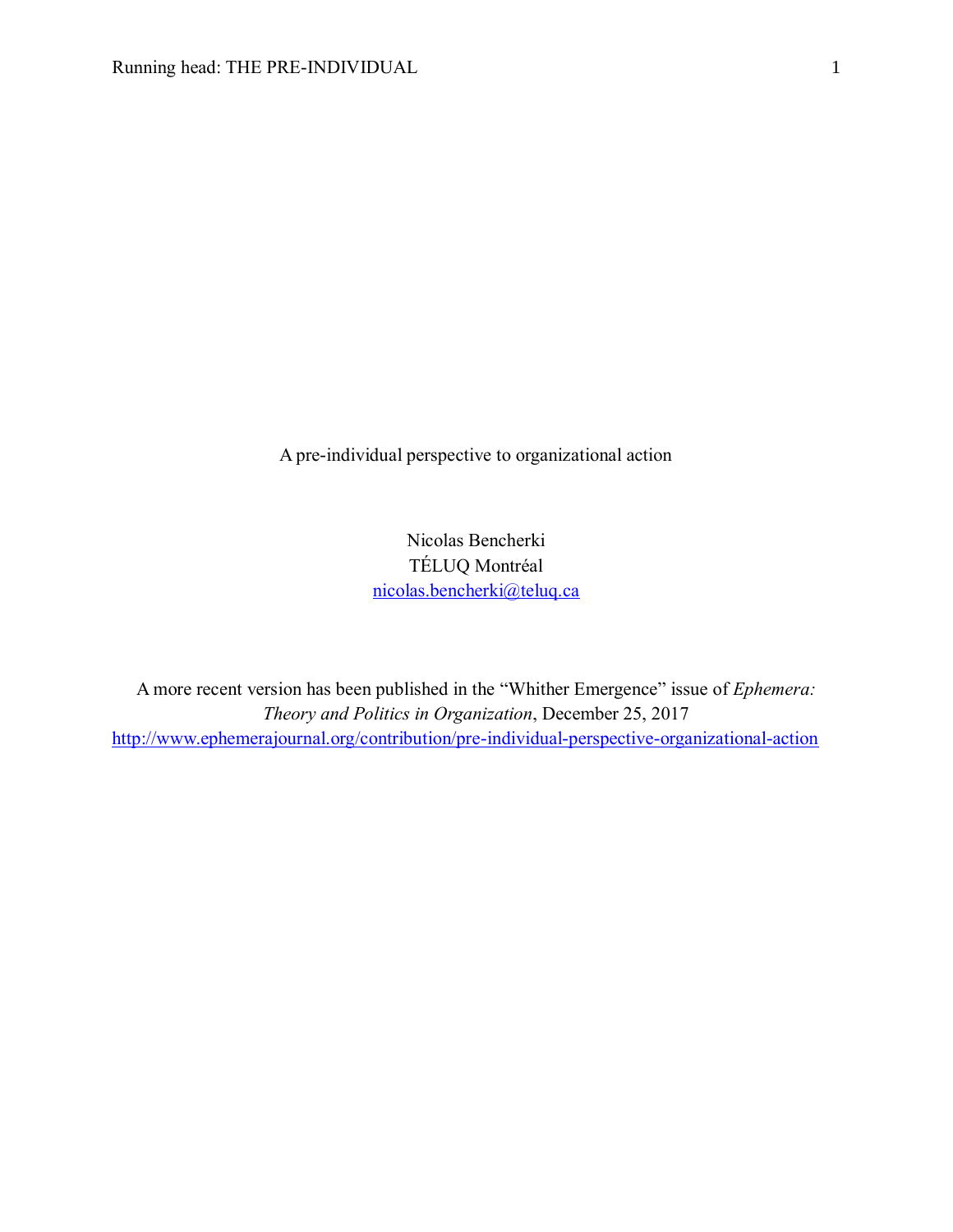# A pre-individual perspective to organizational action

Nicolas Bencherki
TÉLUQ Montréal
nicolas.bencherki@teluq.ca

A more recent version has been published in the "Whither Emergence" issue of *Ephemera: Theory and Politics in Organization*, December 25, 2017
http://www.ephemerajournal.org/contribution/pre-individual-perspective-organizational-action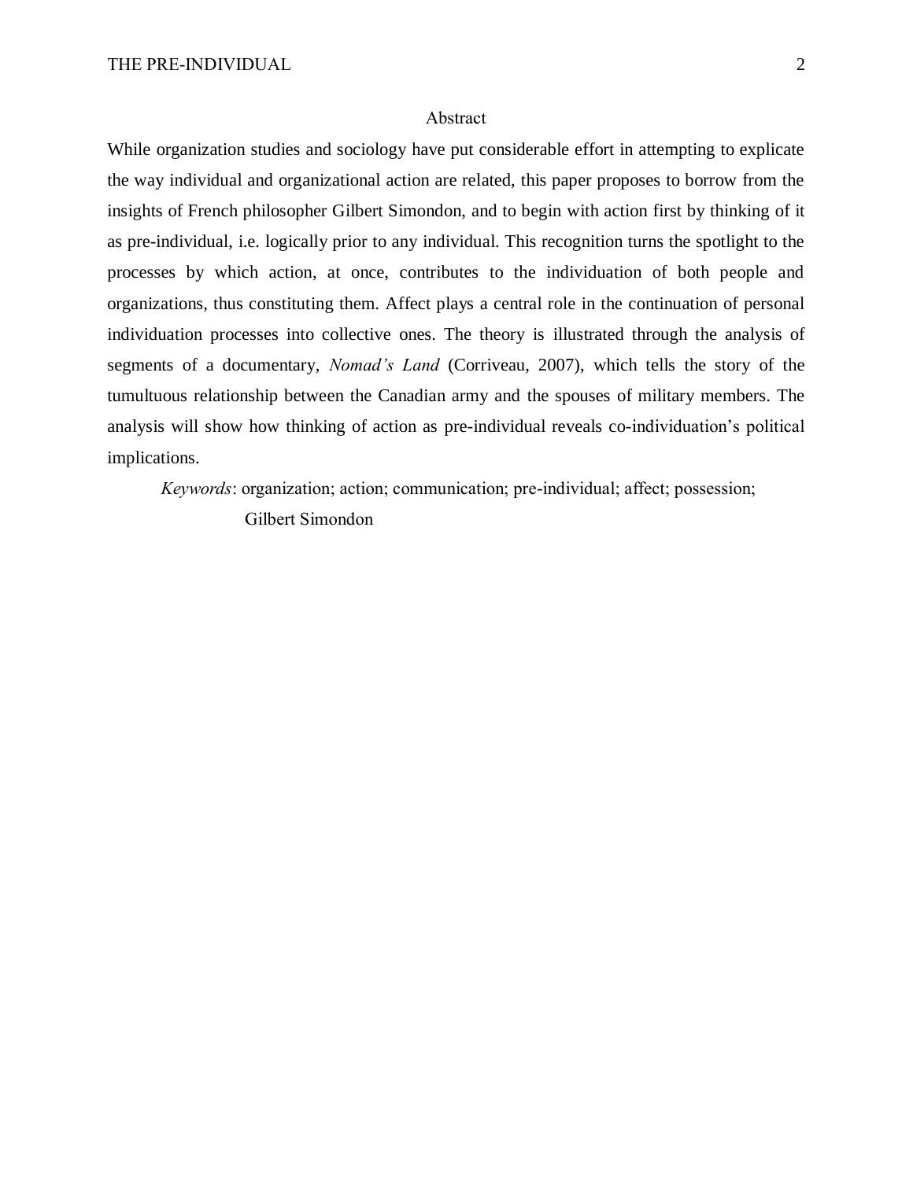# Abstract

While organization studies and sociology have put considerable effort in attempting to explicate the way individual and organizational action are related, this paper proposes to borrow from the insights of French philosopher Gilbert Simondon, and to begin with action first by thinking of it as pre-individual, i.e. logically prior to any individual. This recognition turns the spotlight to the processes by which action, at once, contributes to the individuation of both people and organizations, thus constituting them. Affect plays a central role in the continuation of personal individuation processes into collective ones. The theory is illustrated through the analysis of segments of a documentary, *Nomad's Land* (Corriveau, 2007), which tells the story of the tumultuous relationship between the Canadian army and the spouses of military members. The analysis will show how thinking of action as pre-individual reveals co-individuation's political implications.

*Keywords*: organization; action; communication; pre-individual; affect; possession; Gilbert Simondon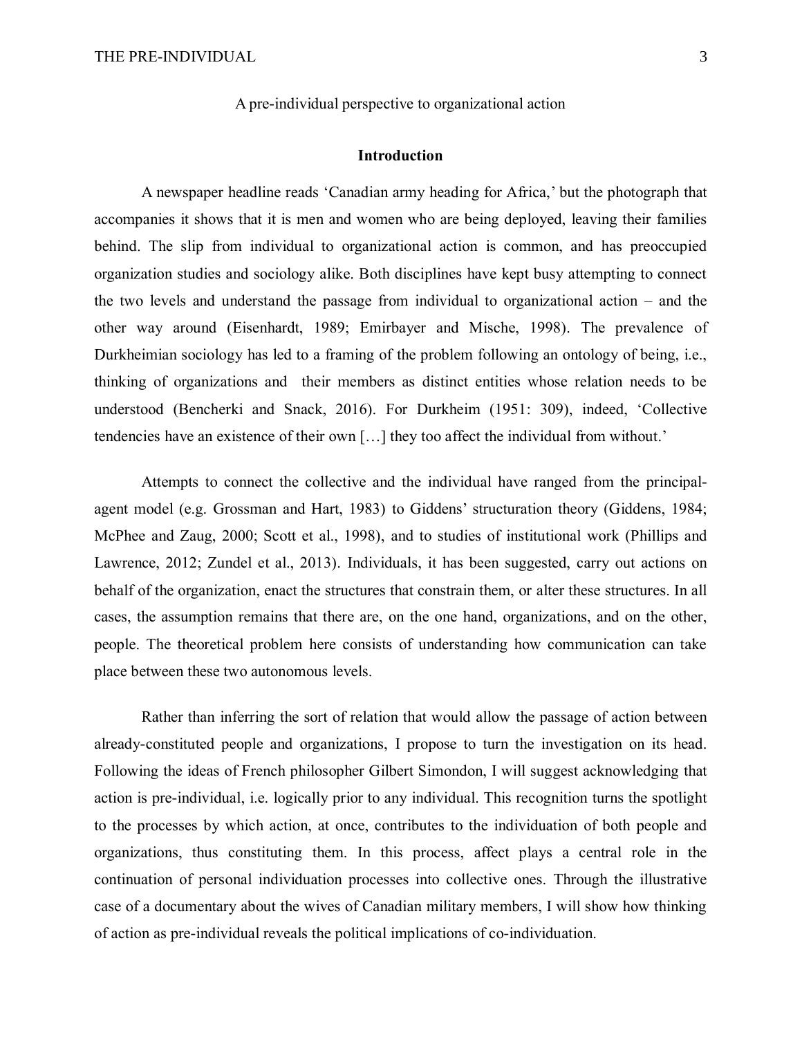A pre-individual perspective to organizational action

## Introduction

A newspaper headline reads 'Canadian army heading for Africa,' but the photograph that accompanies it shows that it is men and women who are being deployed, leaving their families behind. The slip from individual to organizational action is common, and has preoccupied organization studies and sociology alike. Both disciplines have kept busy attempting to connect the two levels and understand the passage from individual to organizational action – and the other way around (Eisenhardt, 1989; Emirbayer and Mische, 1998). The prevalence of Durkheimian sociology has led to a framing of the problem following an ontology of being, i.e., thinking of organizations and their members as distinct entities whose relation needs to be understood (Bencherki and Snack, 2016). For Durkheim (1951: 309), indeed, 'Collective tendencies have an existence of their own […] they too affect the individual from without.'

Attempts to connect the collective and the individual have ranged from the principal-agent model (e.g. Grossman and Hart, 1983) to Giddens' structuration theory (Giddens, 1984; McPhee and Zaug, 2000; Scott et al., 1998), and to studies of institutional work (Phillips and Lawrence, 2012; Zundel et al., 2013). Individuals, it has been suggested, carry out actions on behalf of the organization, enact the structures that constrain them, or alter these structures. In all cases, the assumption remains that there are, on the one hand, organizations, and on the other, people. The theoretical problem here consists of understanding how communication can take place between these two autonomous levels.

Rather than inferring the sort of relation that would allow the passage of action between already-constituted people and organizations, I propose to turn the investigation on its head. Following the ideas of French philosopher Gilbert Simondon, I will suggest acknowledging that action is pre-individual, i.e. logically prior to any individual. This recognition turns the spotlight to the processes by which action, at once, contributes to the individuation of both people and organizations, thus constituting them. In this process, affect plays a central role in the continuation of personal individuation processes into collective ones. Through the illustrative case of a documentary about the wives of Canadian military members, I will show how thinking of action as pre-individual reveals the political implications of co-individuation.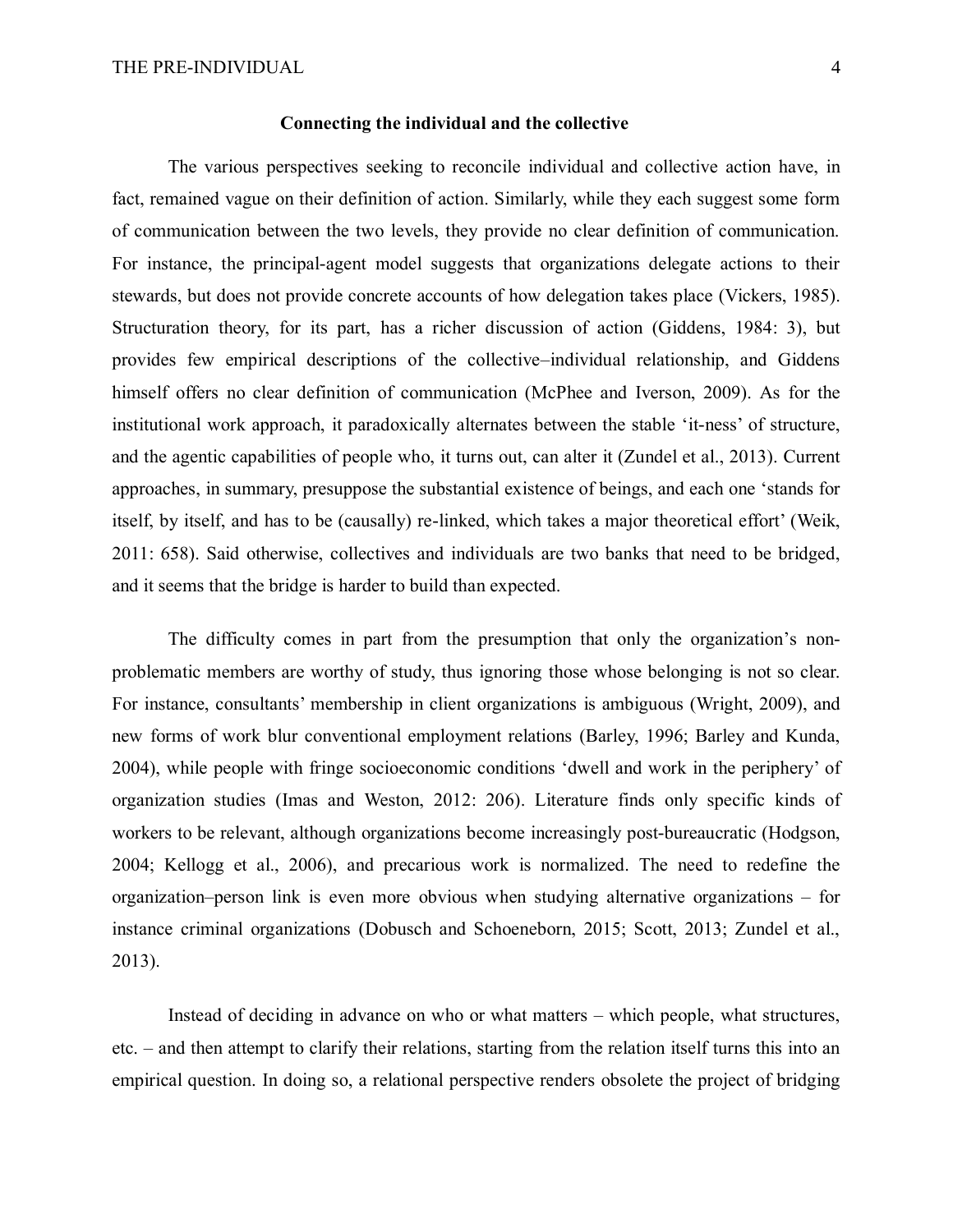## Connecting the individual and the collective

The various perspectives seeking to reconcile individual and collective action have, in fact, remained vague on their definition of action. Similarly, while they each suggest some form of communication between the two levels, they provide no clear definition of communication. For instance, the principal-agent model suggests that organizations delegate actions to their stewards, but does not provide concrete accounts of how delegation takes place (Vickers, 1985). Structuration theory, for its part, has a richer discussion of action (Giddens, 1984: 3), but provides few empirical descriptions of the collective–individual relationship, and Giddens himself offers no clear definition of communication (McPhee and Iverson, 2009). As for the institutional work approach, it paradoxically alternates between the stable 'it-ness' of structure, and the agentic capabilities of people who, it turns out, can alter it (Zundel et al., 2013). Current approaches, in summary, presuppose the substantial existence of beings, and each one 'stands for itself, by itself, and has to be (causally) re-linked, which takes a major theoretical effort' (Weik, 2011: 658). Said otherwise, collectives and individuals are two banks that need to be bridged, and it seems that the bridge is harder to build than expected.

The difficulty comes in part from the presumption that only the organization's non-problematic members are worthy of study, thus ignoring those whose belonging is not so clear. For instance, consultants' membership in client organizations is ambiguous (Wright, 2009), and new forms of work blur conventional employment relations (Barley, 1996; Barley and Kunda, 2004), while people with fringe socioeconomic conditions 'dwell and work in the periphery' of organization studies (Imas and Weston, 2012: 206). Literature finds only specific kinds of workers to be relevant, although organizations become increasingly post-bureaucratic (Hodgson, 2004; Kellogg et al., 2006), and precarious work is normalized. The need to redefine the organization–person link is even more obvious when studying alternative organizations – for instance criminal organizations (Dobusch and Schoeneborn, 2015; Scott, 2013; Zundel et al., 2013).

Instead of deciding in advance on who or what matters – which people, what structures, etc. – and then attempt to clarify their relations, starting from the relation itself turns this into an empirical question. In doing so, a relational perspective renders obsolete the project of bridging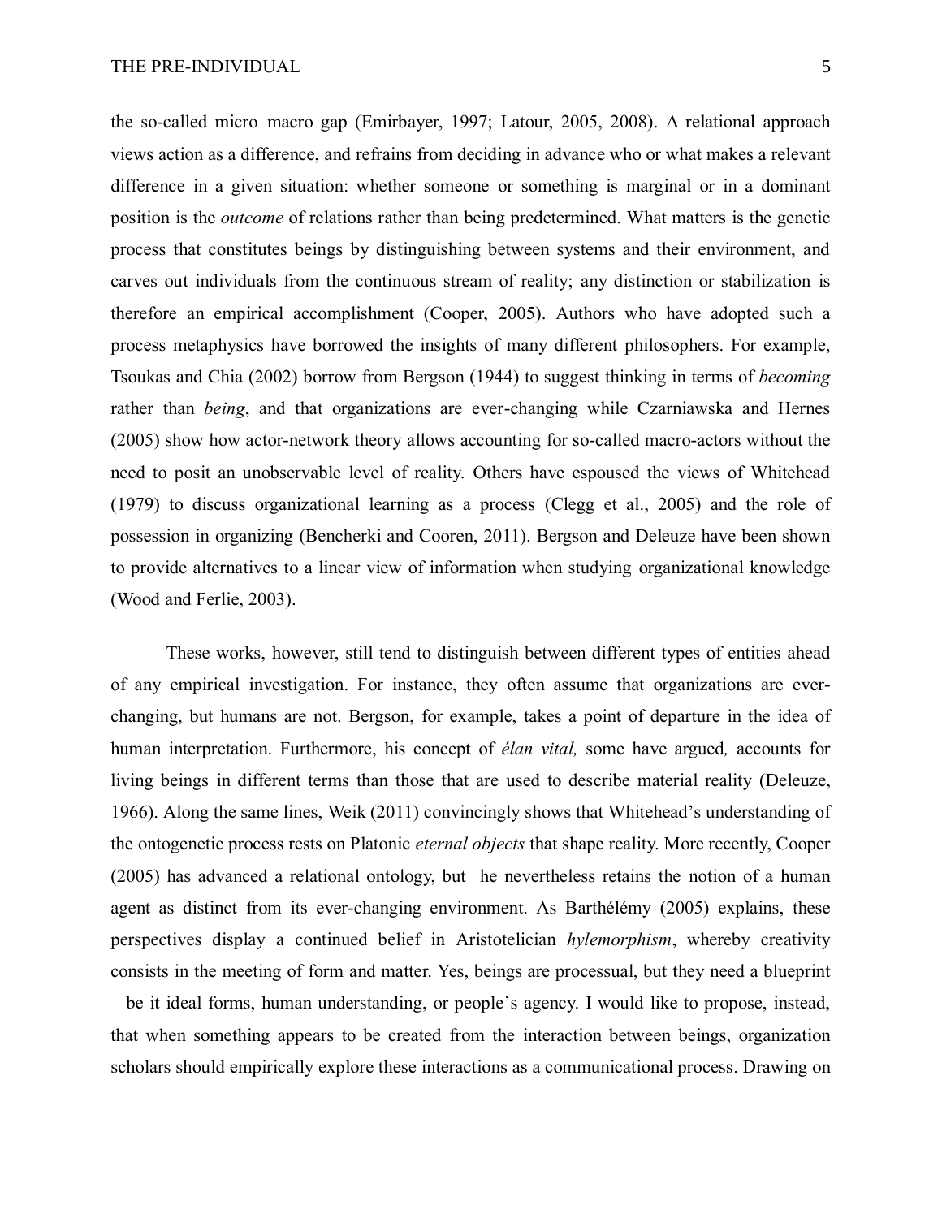the so-called micro–macro gap (Emirbayer, 1997; Latour, 2005, 2008). A relational approach views action as a difference, and refrains from deciding in advance who or what makes a relevant difference in a given situation: whether someone or something is marginal or in a dominant position is the *outcome* of relations rather than being predetermined. What matters is the genetic process that constitutes beings by distinguishing between systems and their environment, and carves out individuals from the continuous stream of reality; any distinction or stabilization is therefore an empirical accomplishment (Cooper, 2005). Authors who have adopted such a process metaphysics have borrowed the insights of many different philosophers. For example, Tsoukas and Chia (2002) borrow from Bergson (1944) to suggest thinking in terms of *becoming* rather than *being*, and that organizations are ever-changing while Czarniawska and Hernes (2005) show how actor-network theory allows accounting for so-called macro-actors without the need to posit an unobservable level of reality. Others have espoused the views of Whitehead (1979) to discuss organizational learning as a process (Clegg et al., 2005) and the role of possession in organizing (Bencherki and Cooren, 2011). Bergson and Deleuze have been shown to provide alternatives to a linear view of information when studying organizational knowledge (Wood and Ferlie, 2003).

These works, however, still tend to distinguish between different types of entities ahead of any empirical investigation. For instance, they often assume that organizations are ever-changing, but humans are not. Bergson, for example, takes a point of departure in the idea of human interpretation. Furthermore, his concept of *élan vital,* some have argued*,* accounts for living beings in different terms than those that are used to describe material reality (Deleuze, 1966). Along the same lines, Weik (2011) convincingly shows that Whitehead's understanding of the ontogenetic process rests on Platonic *eternal objects* that shape reality. More recently, Cooper (2005) has advanced a relational ontology, but he nevertheless retains the notion of a human agent as distinct from its ever-changing environment. As Barthélémy (2005) explains, these perspectives display a continued belief in Aristotelician *hylemorphism*, whereby creativity consists in the meeting of form and matter. Yes, beings are processual, but they need a blueprint – be it ideal forms, human understanding, or people's agency. I would like to propose, instead, that when something appears to be created from the interaction between beings, organization scholars should empirically explore these interactions as a communicational process. Drawing on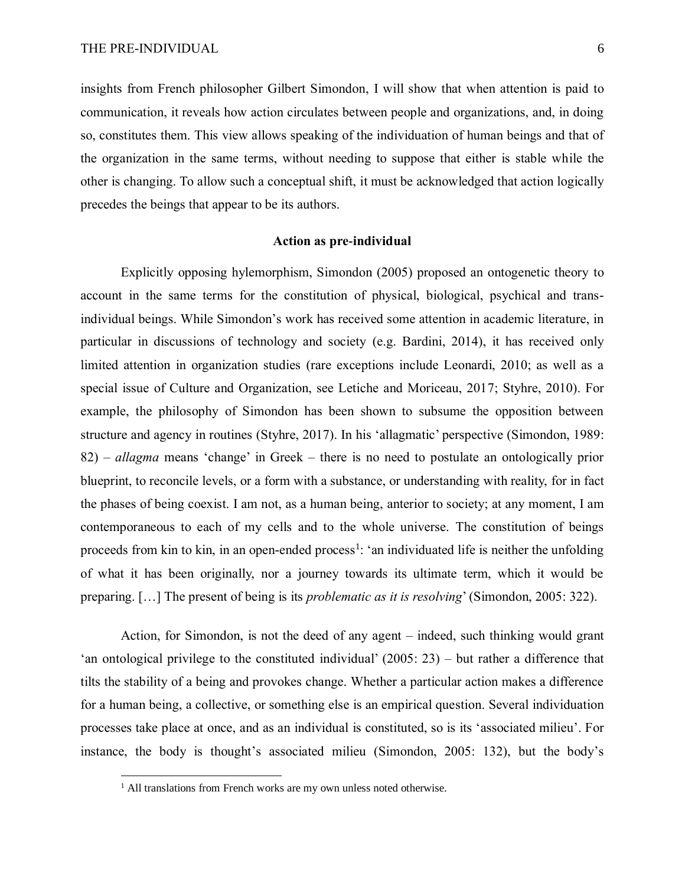insights from French philosopher Gilbert Simondon, I will show that when attention is paid to communication, it reveals how action circulates between people and organizations, and, in doing so, constitutes them. This view allows speaking of the individuation of human beings and that of the organization in the same terms, without needing to suppose that either is stable while the other is changing. To allow such a conceptual shift, it must be acknowledged that action logically precedes the beings that appear to be its authors.

## Action as pre-individual

Explicitly opposing hylemorphism, Simondon (2005) proposed an ontogenetic theory to account in the same terms for the constitution of physical, biological, psychical and trans-individual beings. While Simondon's work has received some attention in academic literature, in particular in discussions of technology and society (e.g. Bardini, 2014), it has received only limited attention in organization studies (rare exceptions include Leonardi, 2010; as well as a special issue of Culture and Organization, see Letiche and Moriceau, 2017; Styhre, 2010). For example, the philosophy of Simondon has been shown to subsume the opposition between structure and agency in routines (Styhre, 2017). In his 'allagmatic' perspective (Simondon, 1989: 82) – *allagma* means 'change' in Greek – there is no need to postulate an ontologically prior blueprint, to reconcile levels, or a form with a substance, or understanding with reality, for in fact the phases of being coexist. I am not, as a human being, anterior to society; at any moment, I am contemporaneous to each of my cells and to the whole universe. The constitution of beings proceeds from kin to kin, in an open-ended process[1]: 'an individuated life is neither the unfolding of what it has been originally, nor a journey towards its ultimate term, which it would be preparing. […] The present of being is its *problematic as it is resolving*' (Simondon, 2005: 322).

Action, for Simondon, is not the deed of any agent – indeed, such thinking would grant 'an ontological privilege to the constituted individual' (2005: 23) – but rather a difference that tilts the stability of a being and provokes change. Whether a particular action makes a difference for a human being, a collective, or something else is an empirical question. Several individuation processes take place at once, and as an individual is constituted, so is its 'associated milieu'. For instance, the body is thought's associated milieu (Simondon, 2005: 132), but the body's

[1] All translations from French works are my own unless noted otherwise.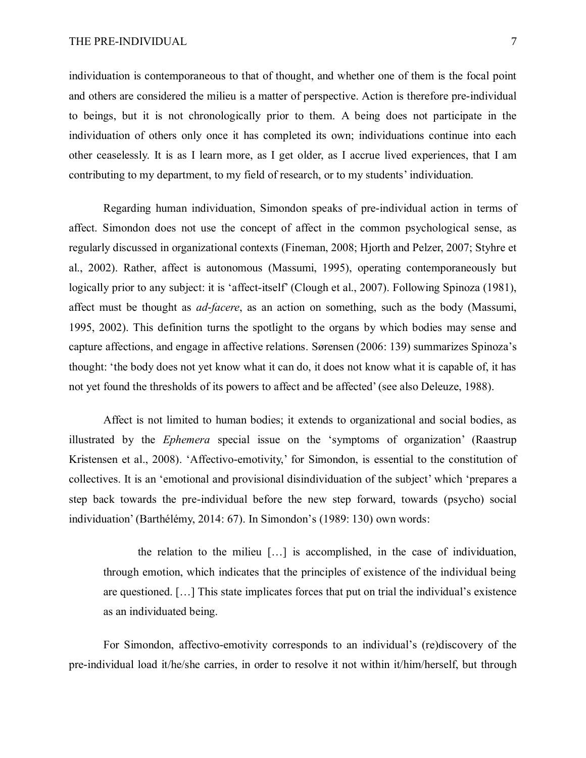individuation is contemporaneous to that of thought, and whether one of them is the focal point and others are considered the milieu is a matter of perspective. Action is therefore pre-individual to beings, but it is not chronologically prior to them. A being does not participate in the individuation of others only once it has completed its own; individuations continue into each other ceaselessly. It is as I learn more, as I get older, as I accrue lived experiences, that I am contributing to my department, to my field of research, or to my students' individuation.

Regarding human individuation, Simondon speaks of pre-individual action in terms of affect. Simondon does not use the concept of affect in the common psychological sense, as regularly discussed in organizational contexts (Fineman, 2008; Hjorth and Pelzer, 2007; Styhre et al., 2002). Rather, affect is autonomous (Massumi, 1995), operating contemporaneously but logically prior to any subject: it is 'affect-itself' (Clough et al., 2007). Following Spinoza (1981), affect must be thought as *ad-facere*, as an action on something, such as the body (Massumi, 1995, 2002). This definition turns the spotlight to the organs by which bodies may sense and capture affections, and engage in affective relations. Sørensen (2006: 139) summarizes Spinoza's thought: 'the body does not yet know what it can do, it does not know what it is capable of, it has not yet found the thresholds of its powers to affect and be affected' (see also Deleuze, 1988).

Affect is not limited to human bodies; it extends to organizational and social bodies, as illustrated by the *Ephemera* special issue on the 'symptoms of organization' (Raastrup Kristensen et al., 2008). 'Affectivo-emotivity,' for Simondon, is essential to the constitution of collectives. It is an 'emotional and provisional disindividuation of the subject' which 'prepares a step back towards the pre-individual before the new step forward, towards (psycho) social individuation' (Barthélémy, 2014: 67). In Simondon's (1989: 130) own words:

> the relation to the milieu […] is accomplished, in the case of individuation, through emotion, which indicates that the principles of existence of the individual being are questioned. […] This state implicates forces that put on trial the individual's existence as an individuated being.

For Simondon, affectivo-emotivity corresponds to an individual's (re)discovery of the pre-individual load it/he/she carries, in order to resolve it not within it/him/herself, but through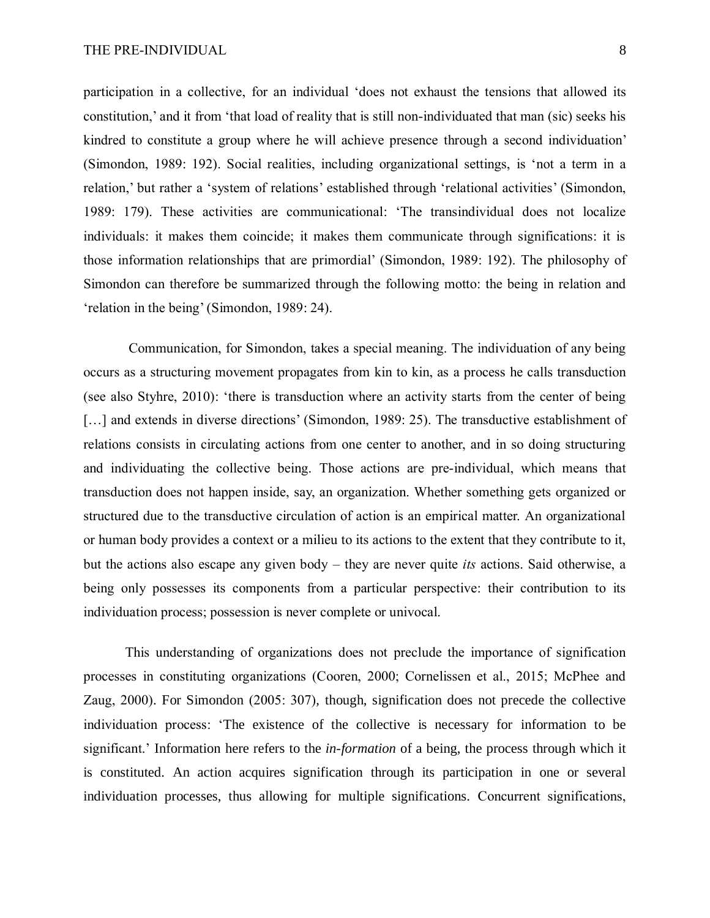participation in a collective, for an individual 'does not exhaust the tensions that allowed its constitution,' and it from 'that load of reality that is still non-individuated that man (sic) seeks his kindred to constitute a group where he will achieve presence through a second individuation' (Simondon, 1989: 192). Social realities, including organizational settings, is 'not a term in a relation,' but rather a 'system of relations' established through 'relational activities' (Simondon, 1989: 179). These activities are communicational: 'The transindividual does not localize individuals: it makes them coincide; it makes them communicate through significations: it is those information relationships that are primordial' (Simondon, 1989: 192). The philosophy of Simondon can therefore be summarized through the following motto: the being in relation and 'relation in the being' (Simondon, 1989: 24).

Communication, for Simondon, takes a special meaning. The individuation of any being occurs as a structuring movement propagates from kin to kin, as a process he calls transduction (see also Styhre, 2010): 'there is transduction where an activity starts from the center of being […] and extends in diverse directions' (Simondon, 1989: 25). The transductive establishment of relations consists in circulating actions from one center to another, and in so doing structuring and individuating the collective being. Those actions are pre-individual, which means that transduction does not happen inside, say, an organization. Whether something gets organized or structured due to the transductive circulation of action is an empirical matter. An organizational or human body provides a context or a milieu to its actions to the extent that they contribute to it, but the actions also escape any given body – they are never quite *its* actions. Said otherwise, a being only possesses its components from a particular perspective: their contribution to its individuation process; possession is never complete or univocal.

This understanding of organizations does not preclude the importance of signification processes in constituting organizations (Cooren, 2000; Cornelissen et al., 2015; McPhee and Zaug, 2000). For Simondon (2005: 307), though, signification does not precede the collective individuation process: 'The existence of the collective is necessary for information to be significant.' Information here refers to the *in-formation* of a being, the process through which it is constituted. An action acquires signification through its participation in one or several individuation processes, thus allowing for multiple significations. Concurrent significations,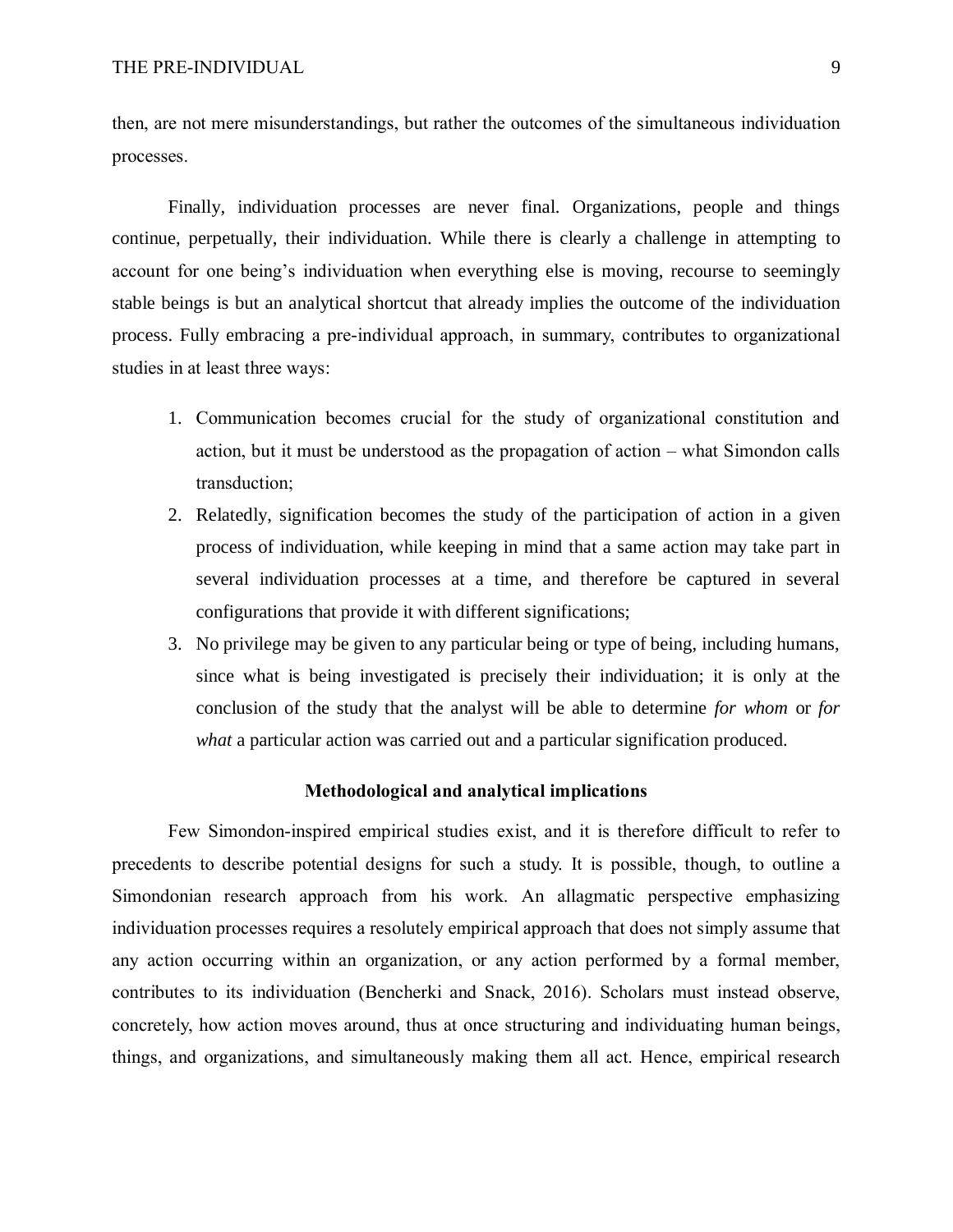then, are not mere misunderstandings, but rather the outcomes of the simultaneous individuation processes.

Finally, individuation processes are never final. Organizations, people and things continue, perpetually, their individuation. While there is clearly a challenge in attempting to account for one being's individuation when everything else is moving, recourse to seemingly stable beings is but an analytical shortcut that already implies the outcome of the individuation process. Fully embracing a pre-individual approach, in summary, contributes to organizational studies in at least three ways:

1. Communication becomes crucial for the study of organizational constitution and action, but it must be understood as the propagation of action – what Simondon calls transduction;
2. Relatedly, signification becomes the study of the participation of action in a given process of individuation, while keeping in mind that a same action may take part in several individuation processes at a time, and therefore be captured in several configurations that provide it with different significations;
3. No privilege may be given to any particular being or type of being, including humans, since what is being investigated is precisely their individuation; it is only at the conclusion of the study that the analyst will be able to determine *for whom* or *for what* a particular action was carried out and a particular signification produced.

## Methodological and analytical implications

Few Simondon-inspired empirical studies exist, and it is therefore difficult to refer to precedents to describe potential designs for such a study. It is possible, though, to outline a Simondonian research approach from his work. An allagmatic perspective emphasizing individuation processes requires a resolutely empirical approach that does not simply assume that any action occurring within an organization, or any action performed by a formal member, contributes to its individuation (Bencherki and Snack, 2016). Scholars must instead observe, concretely, how action moves around, thus at once structuring and individuating human beings, things, and organizations, and simultaneously making them all act. Hence, empirical research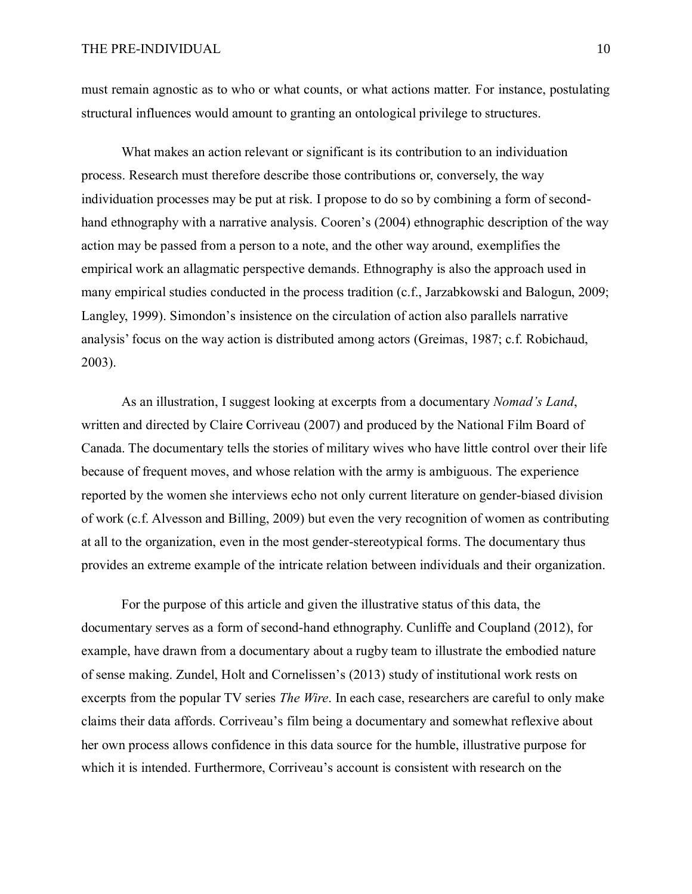must remain agnostic as to who or what counts, or what actions matter. For instance, postulating structural influences would amount to granting an ontological privilege to structures.

What makes an action relevant or significant is its contribution to an individuation process. Research must therefore describe those contributions or, conversely, the way individuation processes may be put at risk. I propose to do so by combining a form of second-hand ethnography with a narrative analysis. Cooren's (2004) ethnographic description of the way action may be passed from a person to a note, and the other way around, exemplifies the empirical work an allagmatic perspective demands. Ethnography is also the approach used in many empirical studies conducted in the process tradition (c.f., Jarzabkowski and Balogun, 2009; Langley, 1999). Simondon's insistence on the circulation of action also parallels narrative analysis' focus on the way action is distributed among actors (Greimas, 1987; c.f. Robichaud, 2003).

As an illustration, I suggest looking at excerpts from a documentary *Nomad's Land*, written and directed by Claire Corriveau (2007) and produced by the National Film Board of Canada. The documentary tells the stories of military wives who have little control over their life because of frequent moves, and whose relation with the army is ambiguous. The experience reported by the women she interviews echo not only current literature on gender-biased division of work (c.f. Alvesson and Billing, 2009) but even the very recognition of women as contributing at all to the organization, even in the most gender-stereotypical forms. The documentary thus provides an extreme example of the intricate relation between individuals and their organization.

For the purpose of this article and given the illustrative status of this data, the documentary serves as a form of second-hand ethnography. Cunliffe and Coupland (2012), for example, have drawn from a documentary about a rugby team to illustrate the embodied nature of sense making. Zundel, Holt and Cornelissen's (2013) study of institutional work rests on excerpts from the popular TV series *The Wire*. In each case, researchers are careful to only make claims their data affords. Corriveau's film being a documentary and somewhat reflexive about her own process allows confidence in this data source for the humble, illustrative purpose for which it is intended. Furthermore, Corriveau's account is consistent with research on the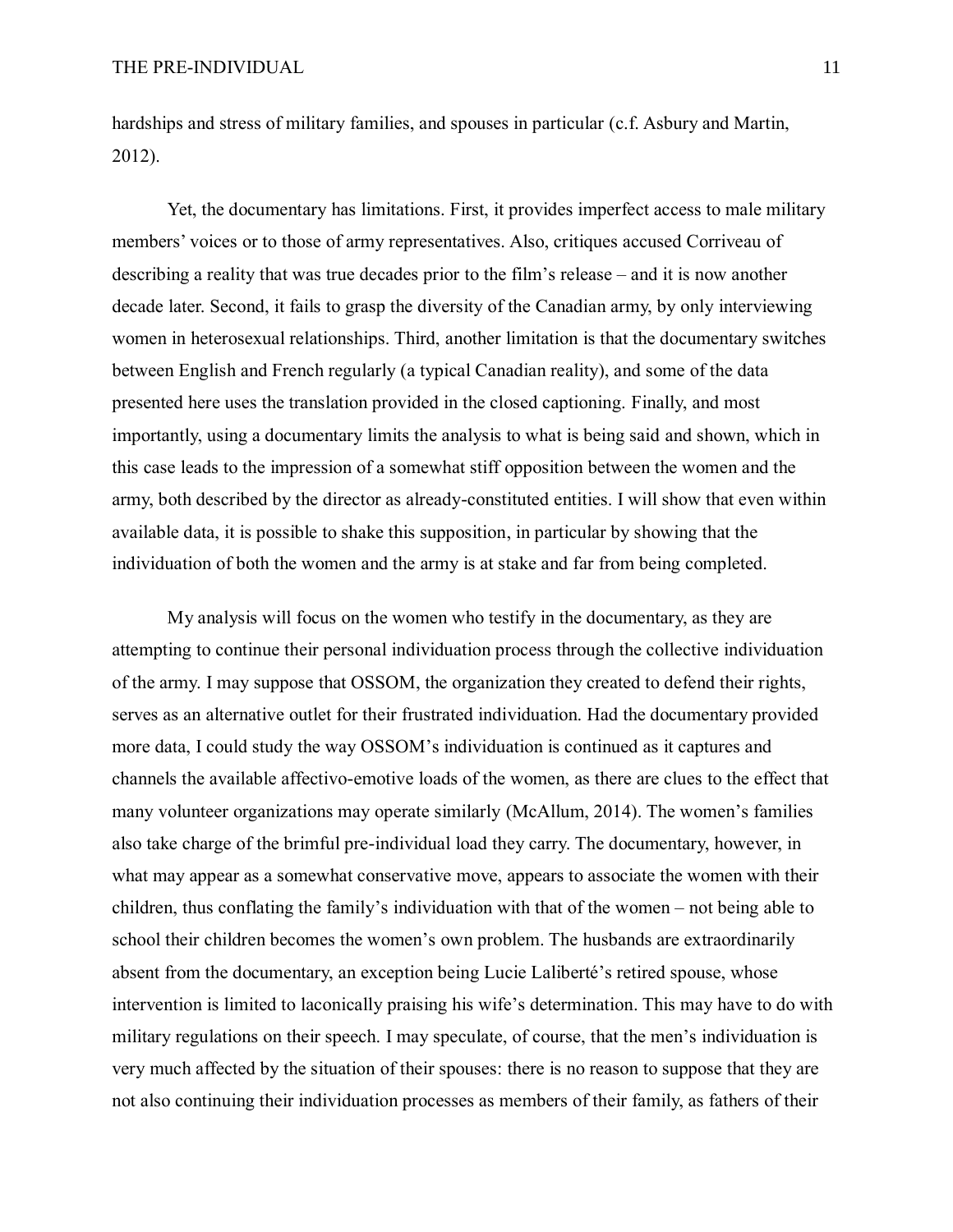hardships and stress of military families, and spouses in particular (c.f. Asbury and Martin, 2012).

Yet, the documentary has limitations. First, it provides imperfect access to male military members' voices or to those of army representatives. Also, critiques accused Corriveau of describing a reality that was true decades prior to the film's release – and it is now another decade later. Second, it fails to grasp the diversity of the Canadian army, by only interviewing women in heterosexual relationships. Third, another limitation is that the documentary switches between English and French regularly (a typical Canadian reality), and some of the data presented here uses the translation provided in the closed captioning. Finally, and most importantly, using a documentary limits the analysis to what is being said and shown, which in this case leads to the impression of a somewhat stiff opposition between the women and the army, both described by the director as already-constituted entities. I will show that even within available data, it is possible to shake this supposition, in particular by showing that the individuation of both the women and the army is at stake and far from being completed.

My analysis will focus on the women who testify in the documentary, as they are attempting to continue their personal individuation process through the collective individuation of the army. I may suppose that OSSOM, the organization they created to defend their rights, serves as an alternative outlet for their frustrated individuation. Had the documentary provided more data, I could study the way OSSOM's individuation is continued as it captures and channels the available affectivo-emotive loads of the women, as there are clues to the effect that many volunteer organizations may operate similarly (McAllum, 2014). The women's families also take charge of the brimful pre-individual load they carry. The documentary, however, in what may appear as a somewhat conservative move, appears to associate the women with their children, thus conflating the family's individuation with that of the women – not being able to school their children becomes the women's own problem. The husbands are extraordinarily absent from the documentary, an exception being Lucie Laliberté's retired spouse, whose intervention is limited to laconically praising his wife's determination. This may have to do with military regulations on their speech. I may speculate, of course, that the men's individuation is very much affected by the situation of their spouses: there is no reason to suppose that they are not also continuing their individuation processes as members of their family, as fathers of their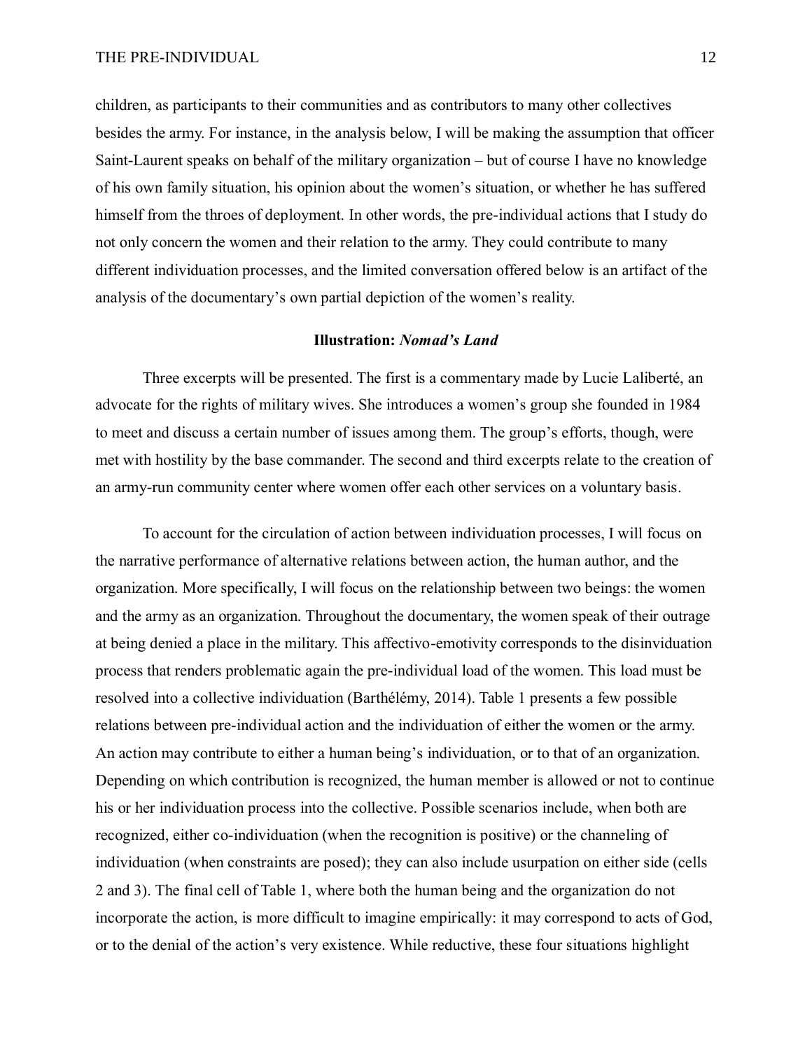children, as participants to their communities and as contributors to many other collectives besides the army. For instance, in the analysis below, I will be making the assumption that officer Saint-Laurent speaks on behalf of the military organization – but of course I have no knowledge of his own family situation, his opinion about the women's situation, or whether he has suffered himself from the throes of deployment. In other words, the pre-individual actions that I study do not only concern the women and their relation to the army. They could contribute to many different individuation processes, and the limited conversation offered below is an artifact of the analysis of the documentary's own partial depiction of the women's reality.

## Illustration: *Nomad's Land*

Three excerpts will be presented. The first is a commentary made by Lucie Laliberté, an advocate for the rights of military wives. She introduces a women's group she founded in 1984 to meet and discuss a certain number of issues among them. The group's efforts, though, were met with hostility by the base commander. The second and third excerpts relate to the creation of an army-run community center where women offer each other services on a voluntary basis.

To account for the circulation of action between individuation processes, I will focus on the narrative performance of alternative relations between action, the human author, and the organization. More specifically, I will focus on the relationship between two beings: the women and the army as an organization. Throughout the documentary, the women speak of their outrage at being denied a place in the military. This affectivo-emotivity corresponds to the disinviduation process that renders problematic again the pre-individual load of the women. This load must be resolved into a collective individuation (Barthélémy, 2014). Table 1 presents a few possible relations between pre-individual action and the individuation of either the women or the army. An action may contribute to either a human being's individuation, or to that of an organization. Depending on which contribution is recognized, the human member is allowed or not to continue his or her individuation process into the collective. Possible scenarios include, when both are recognized, either co-individuation (when the recognition is positive) or the channeling of individuation (when constraints are posed); they can also include usurpation on either side (cells 2 and 3). The final cell of Table 1, where both the human being and the organization do not incorporate the action, is more difficult to imagine empirically: it may correspond to acts of God, or to the denial of the action's very existence. While reductive, these four situations highlight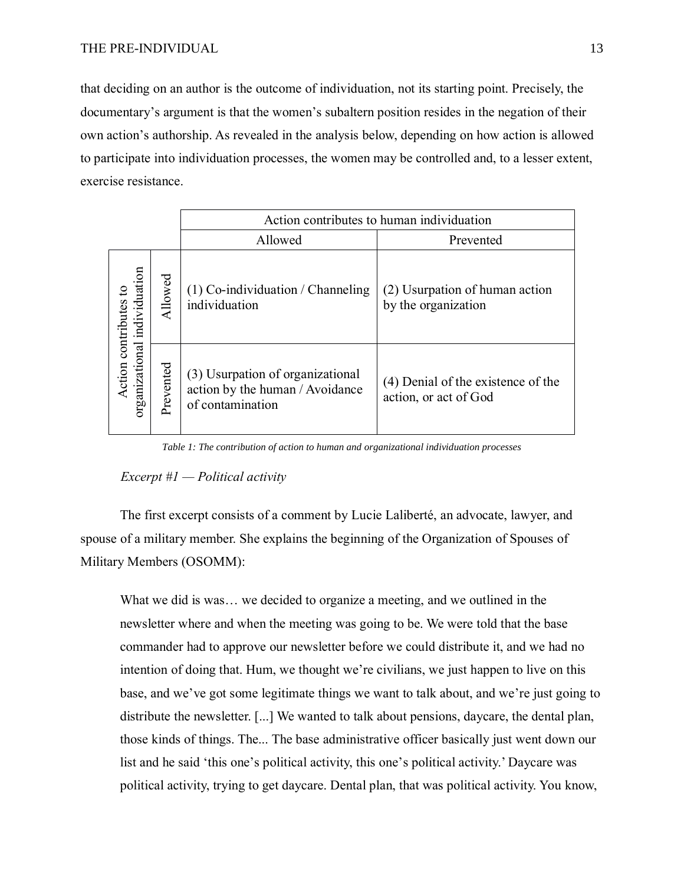that deciding on an author is the outcome of individuation, not its starting point. Precisely, the documentary's argument is that the women's subaltern position resides in the negation of their own action's authorship. As revealed in the analysis below, depending on how action is allowed to participate into individuation processes, the women may be controlled and, to a lesser extent, exercise resistance.

| | | Action contributes to human individuation | |
|---|---|---|---|
| | | Allowed | Prevented |
| Action contributes to organizational individuation | Allowed | (1) Co-individuation / Channeling individuation | (2) Usurpation of human action by the organization |
| | Prevented | (3) Usurpation of organizational action by the human / Avoidance of contamination | (4) Denial of the existence of the action, or act of God |

*Table 1: The contribution of action to human and organizational individuation processes*

*Excerpt #1 — Political activity*

The first excerpt consists of a comment by Lucie Laliberté, an advocate, lawyer, and spouse of a military member. She explains the beginning of the Organization of Spouses of Military Members (OSOMM):

> What we did is was… we decided to organize a meeting, and we outlined in the newsletter where and when the meeting was going to be. We were told that the base commander had to approve our newsletter before we could distribute it, and we had no intention of doing that. Hum, we thought we're civilians, we just happen to live on this base, and we've got some legitimate things we want to talk about, and we're just going to distribute the newsletter. [...] We wanted to talk about pensions, daycare, the dental plan, those kinds of things. The... The base administrative officer basically just went down our list and he said 'this one's political activity, this one's political activity.' Daycare was political activity, trying to get daycare. Dental plan, that was political activity. You know,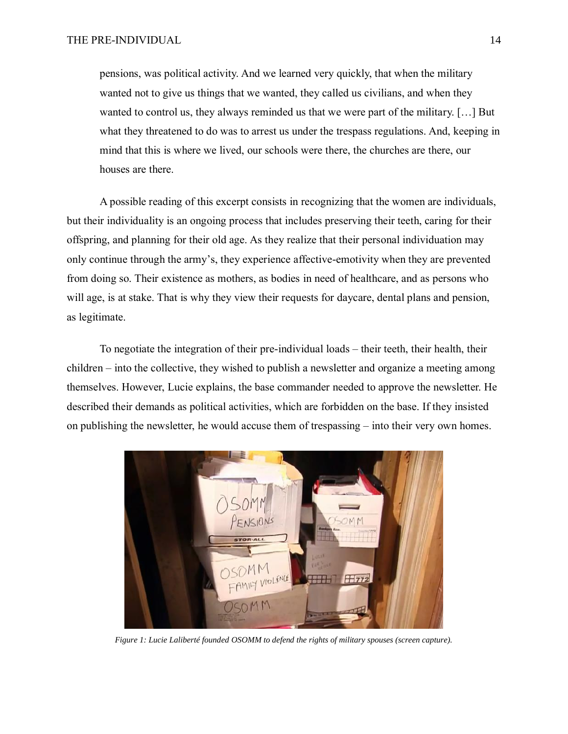> pensions, was political activity. And we learned very quickly, that when the military wanted not to give us things that we wanted, they called us civilians, and when they wanted to control us, they always reminded us that we were part of the military. […] But what they threatened to do was to arrest us under the trespass regulations. And, keeping in mind that this is where we lived, our schools were there, the churches are there, our houses are there.

A possible reading of this excerpt consists in recognizing that the women are individuals, but their individuality is an ongoing process that includes preserving their teeth, caring for their offspring, and planning for their old age. As they realize that their personal individuation may only continue through the army's, they experience affective-emotivity when they are prevented from doing so. Their existence as mothers, as bodies in need of healthcare, and as persons who will age, is at stake. That is why they view their requests for daycare, dental plans and pension, as legitimate.

To negotiate the integration of their pre-individual loads – their teeth, their health, their children – into the collective, they wished to publish a newsletter and organize a meeting among themselves. However, Lucie explains, the base commander needed to approve the newsletter. He described their demands as political activities, which are forbidden on the base. If they insisted on publishing the newsletter, he would accuse them of trespassing – into their very own homes.

*Figure 1: Lucie Laliberté founded OSOMM to defend the rights of military spouses (screen capture).*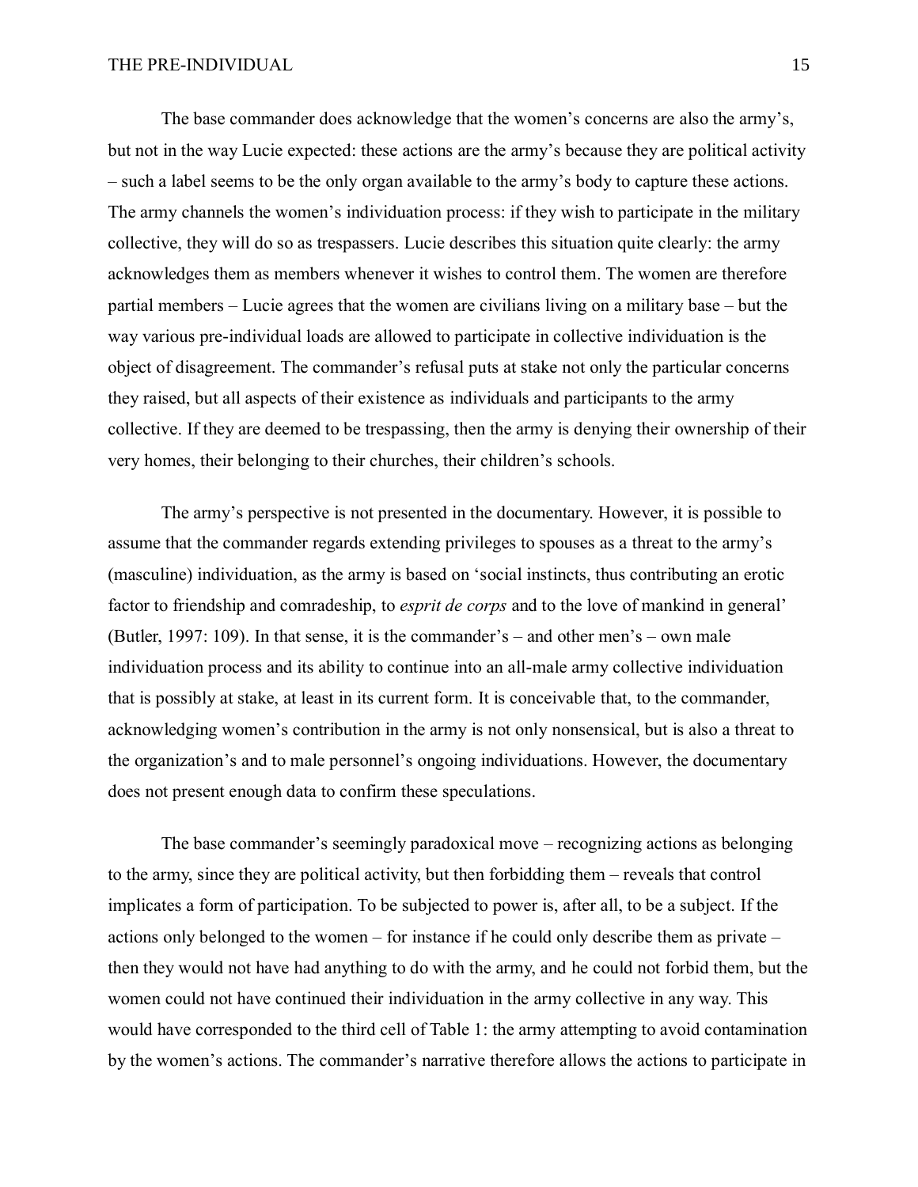The base commander does acknowledge that the women's concerns are also the army's, but not in the way Lucie expected: these actions are the army's because they are political activity – such a label seems to be the only organ available to the army's body to capture these actions. The army channels the women's individuation process: if they wish to participate in the military collective, they will do so as trespassers. Lucie describes this situation quite clearly: the army acknowledges them as members whenever it wishes to control them. The women are therefore partial members – Lucie agrees that the women are civilians living on a military base – but the way various pre-individual loads are allowed to participate in collective individuation is the object of disagreement. The commander's refusal puts at stake not only the particular concerns they raised, but all aspects of their existence as individuals and participants to the army collective. If they are deemed to be trespassing, then the army is denying their ownership of their very homes, their belonging to their churches, their children's schools.

The army's perspective is not presented in the documentary. However, it is possible to assume that the commander regards extending privileges to spouses as a threat to the army's (masculine) individuation, as the army is based on 'social instincts, thus contributing an erotic factor to friendship and comradeship, to *esprit de corps* and to the love of mankind in general' (Butler, 1997: 109). In that sense, it is the commander's – and other men's – own male individuation process and its ability to continue into an all-male army collective individuation that is possibly at stake, at least in its current form. It is conceivable that, to the commander, acknowledging women's contribution in the army is not only nonsensical, but is also a threat to the organization's and to male personnel's ongoing individuations. However, the documentary does not present enough data to confirm these speculations.

The base commander's seemingly paradoxical move – recognizing actions as belonging to the army, since they are political activity, but then forbidding them – reveals that control implicates a form of participation. To be subjected to power is, after all, to be a subject. If the actions only belonged to the women – for instance if he could only describe them as private – then they would not have had anything to do with the army, and he could not forbid them, but the women could not have continued their individuation in the army collective in any way. This would have corresponded to the third cell of Table 1: the army attempting to avoid contamination by the women's actions. The commander's narrative therefore allows the actions to participate in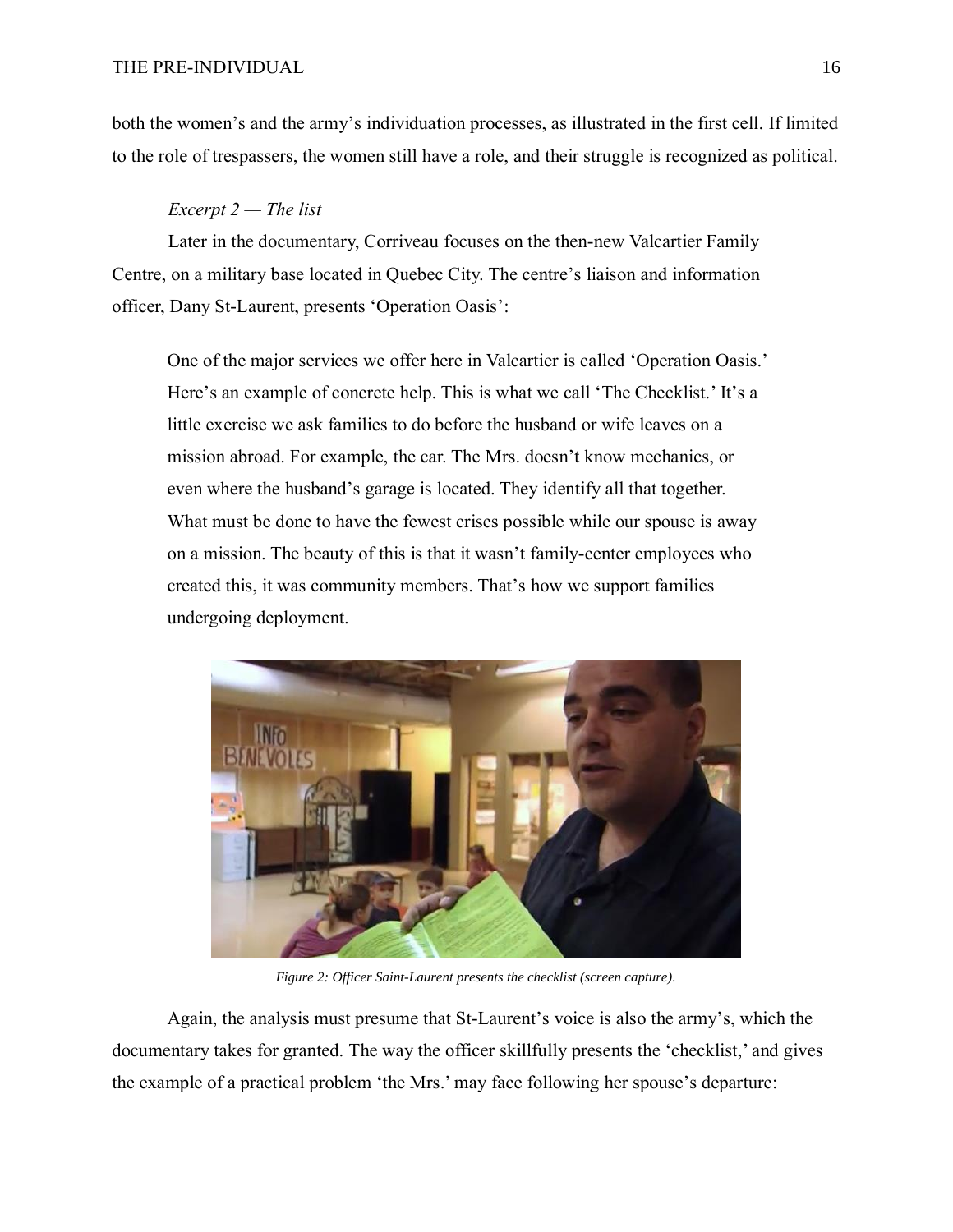both the women's and the army's individuation processes, as illustrated in the first cell. If limited to the role of trespassers, the women still have a role, and their struggle is recognized as political.

*Excerpt 2 — The list*

Later in the documentary, Corriveau focuses on the then-new Valcartier Family Centre, on a military base located in Quebec City. The centre's liaison and information officer, Dany St-Laurent, presents 'Operation Oasis':

> One of the major services we offer here in Valcartier is called 'Operation Oasis.' Here's an example of concrete help. This is what we call 'The Checklist.' It's a little exercise we ask families to do before the husband or wife leaves on a mission abroad. For example, the car. The Mrs. doesn't know mechanics, or even where the husband's garage is located. They identify all that together. What must be done to have the fewest crises possible while our spouse is away on a mission. The beauty of this is that it wasn't family-center employees who created this, it was community members. That's how we support families undergoing deployment.

*Figure 2: Officer Saint-Laurent presents the checklist (screen capture).*

Again, the analysis must presume that St-Laurent's voice is also the army's, which the documentary takes for granted. The way the officer skillfully presents the 'checklist,' and gives the example of a practical problem 'the Mrs.' may face following her spouse's departure: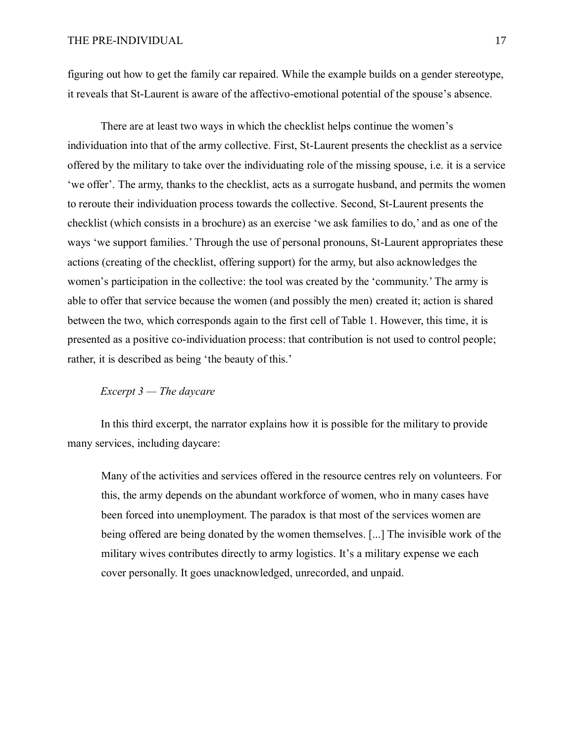figuring out how to get the family car repaired. While the example builds on a gender stereotype, it reveals that St-Laurent is aware of the affectivo-emotional potential of the spouse's absence.

There are at least two ways in which the checklist helps continue the women's individuation into that of the army collective. First, St-Laurent presents the checklist as a service offered by the military to take over the individuating role of the missing spouse, i.e. it is a service 'we offer'. The army, thanks to the checklist, acts as a surrogate husband, and permits the women to reroute their individuation process towards the collective. Second, St-Laurent presents the checklist (which consists in a brochure) as an exercise 'we ask families to do,' and as one of the ways 'we support families.' Through the use of personal pronouns, St-Laurent appropriates these actions (creating of the checklist, offering support) for the army, but also acknowledges the women's participation in the collective: the tool was created by the 'community.' The army is able to offer that service because the women (and possibly the men) created it; action is shared between the two, which corresponds again to the first cell of Table 1. However, this time, it is presented as a positive co-individuation process: that contribution is not used to control people; rather, it is described as being 'the beauty of this.'

*Excerpt 3 — The daycare*

In this third excerpt, the narrator explains how it is possible for the military to provide many services, including daycare:

> Many of the activities and services offered in the resource centres rely on volunteers. For this, the army depends on the abundant workforce of women, who in many cases have been forced into unemployment. The paradox is that most of the services women are being offered are being donated by the women themselves. [...] The invisible work of the military wives contributes directly to army logistics. It's a military expense we each cover personally. It goes unacknowledged, unrecorded, and unpaid.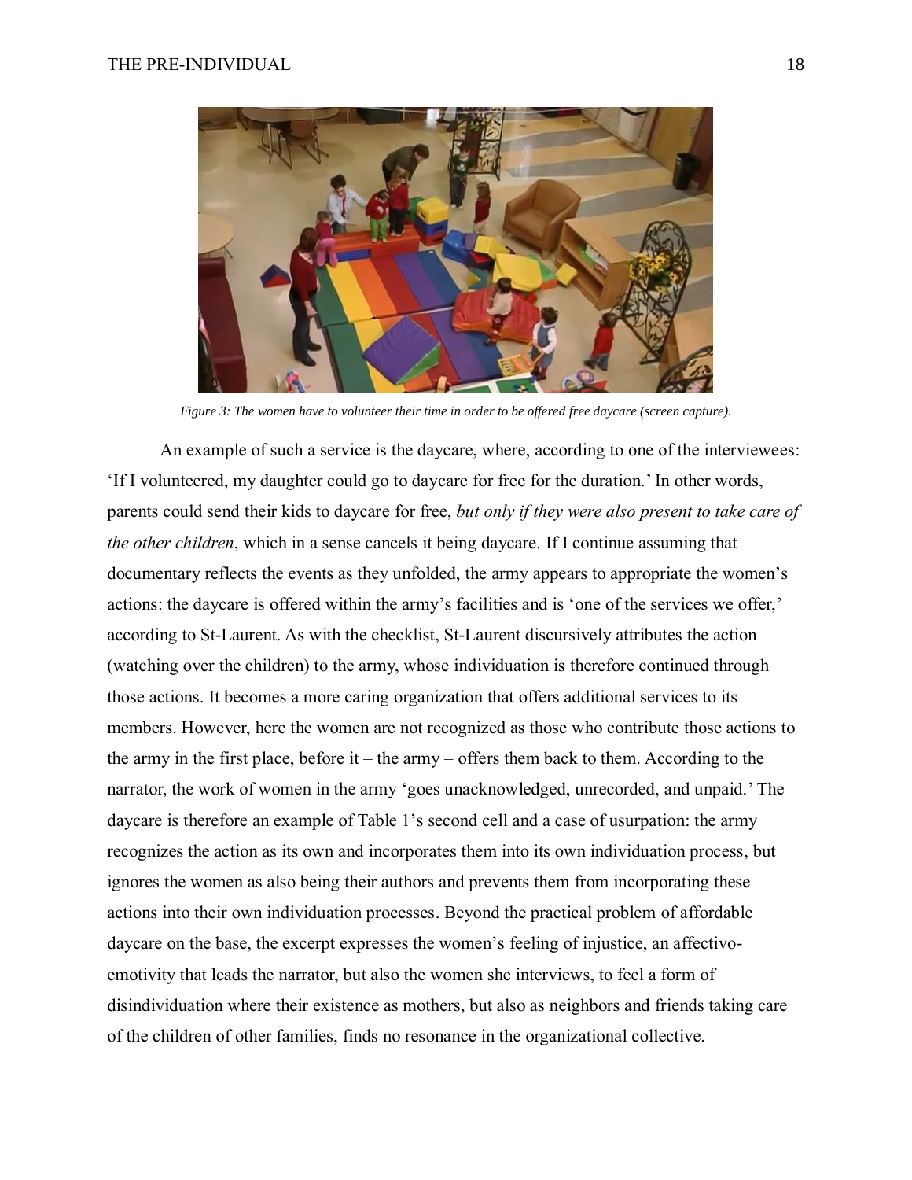*Figure 3: The women have to volunteer their time in order to be offered free daycare (screen capture).*

An example of such a service is the daycare, where, according to one of the interviewees: 'If I volunteered, my daughter could go to daycare for free for the duration.' In other words, parents could send their kids to daycare for free, *but only if they were also present to take care of the other children*, which in a sense cancels it being daycare. If I continue assuming that documentary reflects the events as they unfolded, the army appears to appropriate the women's actions: the daycare is offered within the army's facilities and is 'one of the services we offer,' according to St-Laurent. As with the checklist, St-Laurent discursively attributes the action (watching over the children) to the army, whose individuation is therefore continued through those actions. It becomes a more caring organization that offers additional services to its members. However, here the women are not recognized as those who contribute those actions to the army in the first place, before it – the army – offers them back to them. According to the narrator, the work of women in the army 'goes unacknowledged, unrecorded, and unpaid.' The daycare is therefore an example of Table 1's second cell and a case of usurpation: the army recognizes the action as its own and incorporates them into its own individuation process, but ignores the women as also being their authors and prevents them from incorporating these actions into their own individuation processes. Beyond the practical problem of affordable daycare on the base, the excerpt expresses the women's feeling of injustice, an affectivo-emotivity that leads the narrator, but also the women she interviews, to feel a form of disindividuation where their existence as mothers, but also as neighbors and friends taking care of the children of other families, finds no resonance in the organizational collective.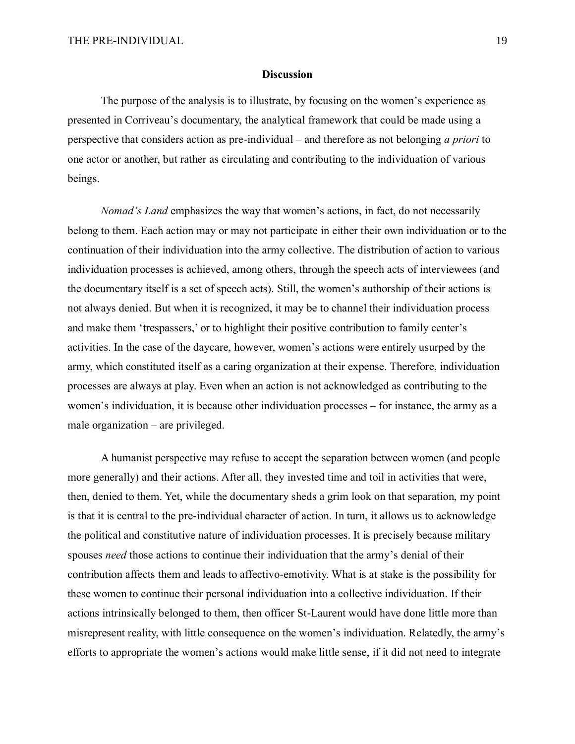## Discussion

The purpose of the analysis is to illustrate, by focusing on the women's experience as presented in Corriveau's documentary, the analytical framework that could be made using a perspective that considers action as pre-individual – and therefore as not belonging *a priori* to one actor or another, but rather as circulating and contributing to the individuation of various beings.

*Nomad's Land* emphasizes the way that women's actions, in fact, do not necessarily belong to them. Each action may or may not participate in either their own individuation or to the continuation of their individuation into the army collective. The distribution of action to various individuation processes is achieved, among others, through the speech acts of interviewees (and the documentary itself is a set of speech acts). Still, the women's authorship of their actions is not always denied. But when it is recognized, it may be to channel their individuation process and make them 'trespassers,' or to highlight their positive contribution to family center's activities. In the case of the daycare, however, women's actions were entirely usurped by the army, which constituted itself as a caring organization at their expense. Therefore, individuation processes are always at play. Even when an action is not acknowledged as contributing to the women's individuation, it is because other individuation processes – for instance, the army as a male organization – are privileged.

A humanist perspective may refuse to accept the separation between women (and people more generally) and their actions. After all, they invested time and toil in activities that were, then, denied to them. Yet, while the documentary sheds a grim look on that separation, my point is that it is central to the pre-individual character of action. In turn, it allows us to acknowledge the political and constitutive nature of individuation processes. It is precisely because military spouses *need* those actions to continue their individuation that the army's denial of their contribution affects them and leads to affectivo-emotivity. What is at stake is the possibility for these women to continue their personal individuation into a collective individuation. If their actions intrinsically belonged to them, then officer St-Laurent would have done little more than misrepresent reality, with little consequence on the women's individuation. Relatedly, the army's efforts to appropriate the women's actions would make little sense, if it did not need to integrate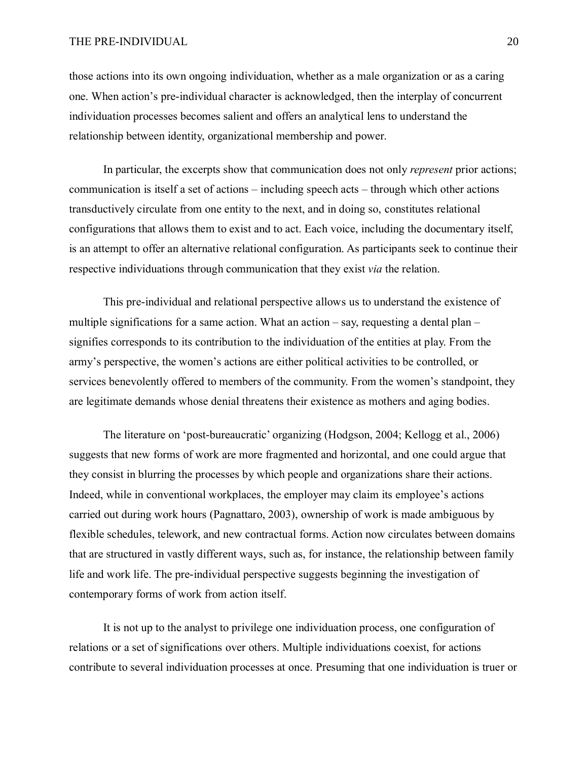those actions into its own ongoing individuation, whether as a male organization or as a caring one. When action's pre-individual character is acknowledged, then the interplay of concurrent individuation processes becomes salient and offers an analytical lens to understand the relationship between identity, organizational membership and power.

In particular, the excerpts show that communication does not only *represent* prior actions; communication is itself a set of actions – including speech acts – through which other actions transductively circulate from one entity to the next, and in doing so, constitutes relational configurations that allows them to exist and to act. Each voice, including the documentary itself, is an attempt to offer an alternative relational configuration. As participants seek to continue their respective individuations through communication that they exist *via* the relation.

This pre-individual and relational perspective allows us to understand the existence of multiple significations for a same action. What an action – say, requesting a dental plan – signifies corresponds to its contribution to the individuation of the entities at play. From the army's perspective, the women's actions are either political activities to be controlled, or services benevolently offered to members of the community. From the women's standpoint, they are legitimate demands whose denial threatens their existence as mothers and aging bodies.

The literature on 'post-bureaucratic' organizing (Hodgson, 2004; Kellogg et al., 2006) suggests that new forms of work are more fragmented and horizontal, and one could argue that they consist in blurring the processes by which people and organizations share their actions. Indeed, while in conventional workplaces, the employer may claim its employee's actions carried out during work hours (Pagnattaro, 2003), ownership of work is made ambiguous by flexible schedules, telework, and new contractual forms. Action now circulates between domains that are structured in vastly different ways, such as, for instance, the relationship between family life and work life. The pre-individual perspective suggests beginning the investigation of contemporary forms of work from action itself.

It is not up to the analyst to privilege one individuation process, one configuration of relations or a set of significations over others. Multiple individuations coexist, for actions contribute to several individuation processes at once. Presuming that one individuation is truer or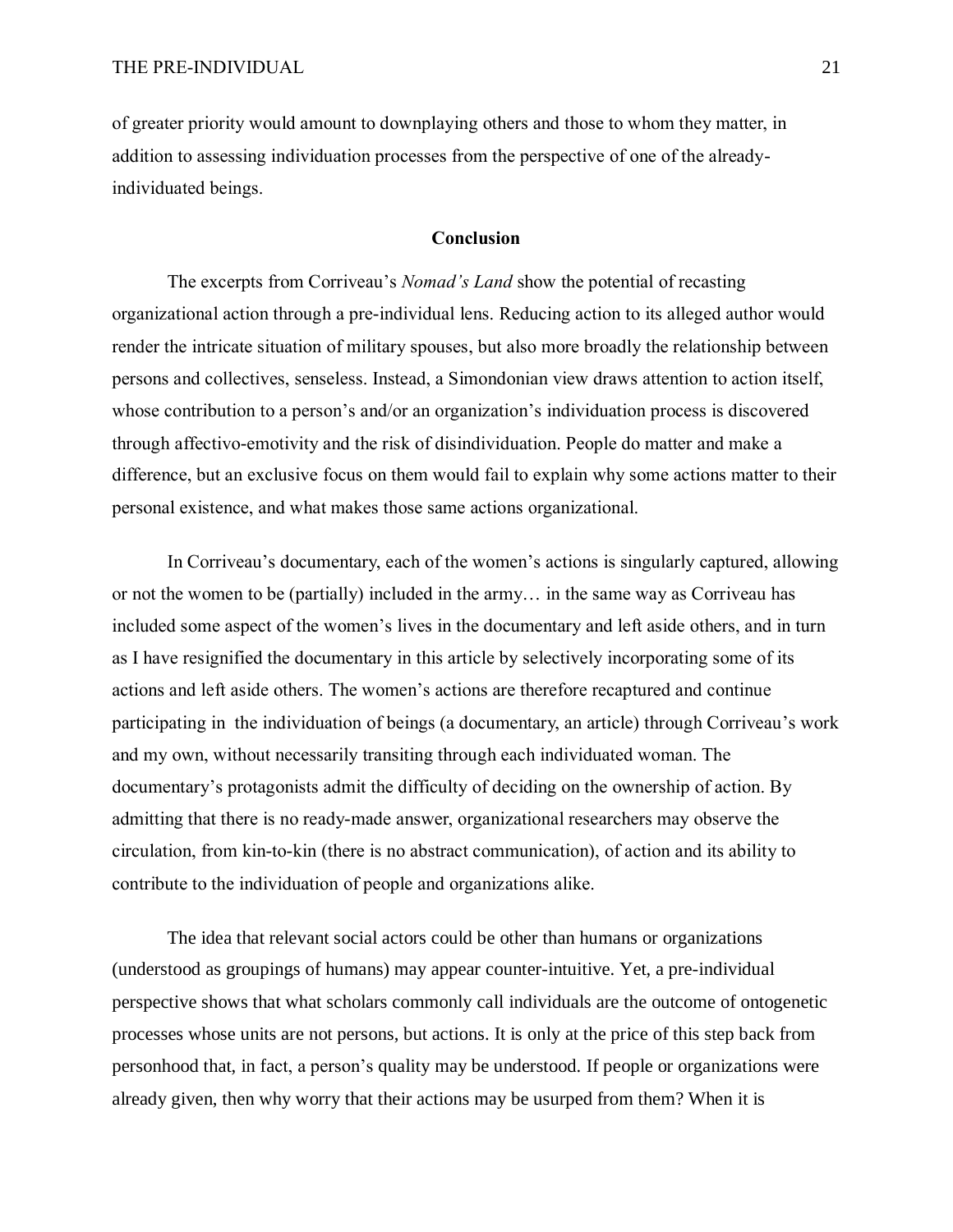of greater priority would amount to downplaying others and those to whom they matter, in addition to assessing individuation processes from the perspective of one of the already-individuated beings.

## Conclusion

The excerpts from Corriveau's *Nomad's Land* show the potential of recasting organizational action through a pre-individual lens. Reducing action to its alleged author would render the intricate situation of military spouses, but also more broadly the relationship between persons and collectives, senseless. Instead, a Simondonian view draws attention to action itself, whose contribution to a person's and/or an organization's individuation process is discovered through affectivo-emotivity and the risk of disindividuation. People do matter and make a difference, but an exclusive focus on them would fail to explain why some actions matter to their personal existence, and what makes those same actions organizational.

In Corriveau's documentary, each of the women's actions is singularly captured, allowing or not the women to be (partially) included in the army… in the same way as Corriveau has included some aspect of the women's lives in the documentary and left aside others, and in turn as I have resignified the documentary in this article by selectively incorporating some of its actions and left aside others. The women's actions are therefore recaptured and continue participating in the individuation of beings (a documentary, an article) through Corriveau's work and my own, without necessarily transiting through each individuated woman. The documentary's protagonists admit the difficulty of deciding on the ownership of action. By admitting that there is no ready-made answer, organizational researchers may observe the circulation, from kin-to-kin (there is no abstract communication), of action and its ability to contribute to the individuation of people and organizations alike.

The idea that relevant social actors could be other than humans or organizations (understood as groupings of humans) may appear counter-intuitive. Yet, a pre-individual perspective shows that what scholars commonly call individuals are the outcome of ontogenetic processes whose units are not persons, but actions. It is only at the price of this step back from personhood that, in fact, a person's quality may be understood. If people or organizations were already given, then why worry that their actions may be usurped from them? When it is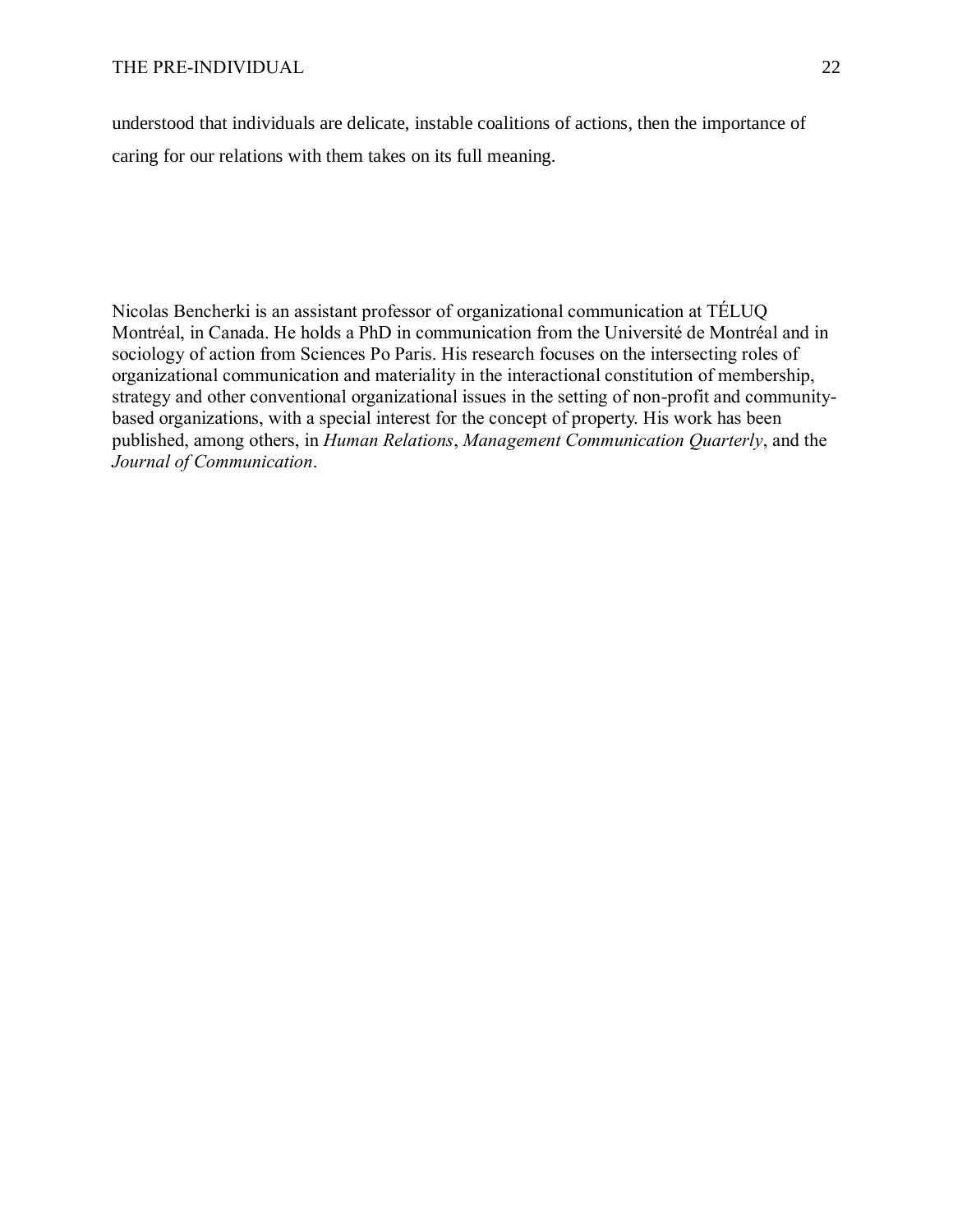understood that individuals are delicate, instable coalitions of actions, then the importance of caring for our relations with them takes on its full meaning.

Nicolas Bencherki is an assistant professor of organizational communication at TÉLUQ Montréal, in Canada. He holds a PhD in communication from the Université de Montréal and in sociology of action from Sciences Po Paris. His research focuses on the intersecting roles of organizational communication and materiality in the interactional constitution of membership, strategy and other conventional organizational issues in the setting of non-profit and community-based organizations, with a special interest for the concept of property. His work has been published, among others, in *Human Relations*, *Management Communication Quarterly*, and the *Journal of Communication*.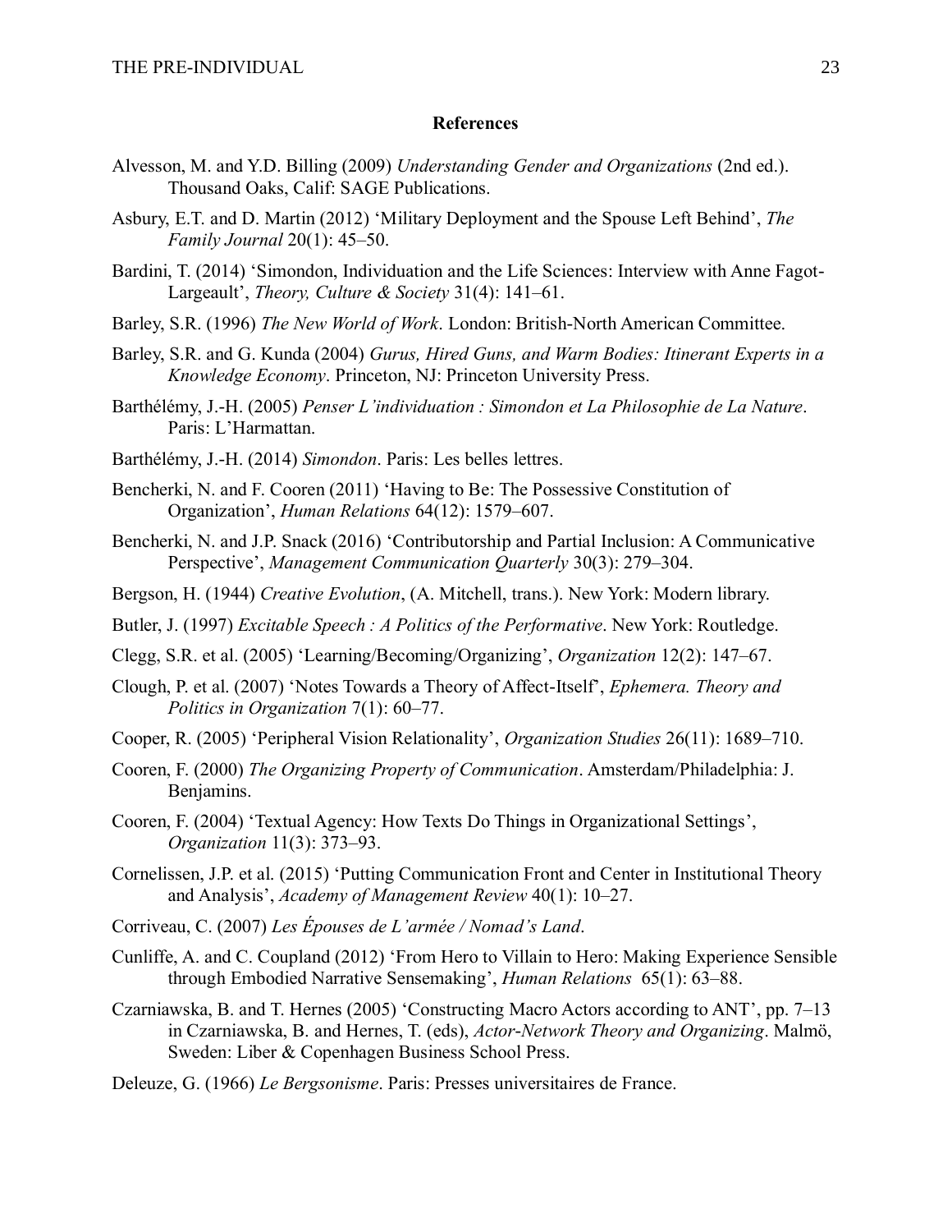## References

Alvesson, M. and Y.D. Billing (2009) *Understanding Gender and Organizations* (2nd ed.). Thousand Oaks, Calif: SAGE Publications.

Asbury, E.T. and D. Martin (2012) 'Military Deployment and the Spouse Left Behind', *The Family Journal* 20(1): 45–50.

Bardini, T. (2014) 'Simondon, Individuation and the Life Sciences: Interview with Anne Fagot-Largeault', *Theory, Culture & Society* 31(4): 141–61.

Barley, S.R. (1996) *The New World of Work*. London: British-North American Committee.

Barley, S.R. and G. Kunda (2004) *Gurus, Hired Guns, and Warm Bodies: Itinerant Experts in a Knowledge Economy*. Princeton, NJ: Princeton University Press.

Barthélémy, J.-H. (2005) *Penser L'individuation : Simondon et La Philosophie de La Nature*. Paris: L'Harmattan.

Barthélémy, J.-H. (2014) *Simondon*. Paris: Les belles lettres.

Bencherki, N. and F. Cooren (2011) 'Having to Be: The Possessive Constitution of Organization', *Human Relations* 64(12): 1579–607.

Bencherki, N. and J.P. Snack (2016) 'Contributorship and Partial Inclusion: A Communicative Perspective', *Management Communication Quarterly* 30(3): 279–304.

Bergson, H. (1944) *Creative Evolution*, (A. Mitchell, trans.). New York: Modern library.

Butler, J. (1997) *Excitable Speech : A Politics of the Performative*. New York: Routledge.

Clegg, S.R. et al. (2005) 'Learning/Becoming/Organizing', *Organization* 12(2): 147–67.

Clough, P. et al. (2007) 'Notes Towards a Theory of Affect-Itself', *Ephemera. Theory and Politics in Organization* 7(1): 60–77.

Cooper, R. (2005) 'Peripheral Vision Relationality', *Organization Studies* 26(11): 1689–710.

Cooren, F. (2000) *The Organizing Property of Communication*. Amsterdam/Philadelphia: J. Benjamins.

Cooren, F. (2004) 'Textual Agency: How Texts Do Things in Organizational Settings', *Organization* 11(3): 373–93.

Cornelissen, J.P. et al. (2015) 'Putting Communication Front and Center in Institutional Theory and Analysis', *Academy of Management Review* 40(1): 10–27.

Corriveau, C. (2007) *Les Épouses de L'armée / Nomad's Land*.

Cunliffe, A. and C. Coupland (2012) 'From Hero to Villain to Hero: Making Experience Sensible through Embodied Narrative Sensemaking', *Human Relations* 65(1): 63–88.

Czarniawska, B. and T. Hernes (2005) 'Constructing Macro Actors according to ANT', pp. 7–13 in Czarniawska, B. and Hernes, T. (eds), *Actor-Network Theory and Organizing*. Malmö, Sweden: Liber & Copenhagen Business School Press.

Deleuze, G. (1966) *Le Bergsonisme*. Paris: Presses universitaires de France.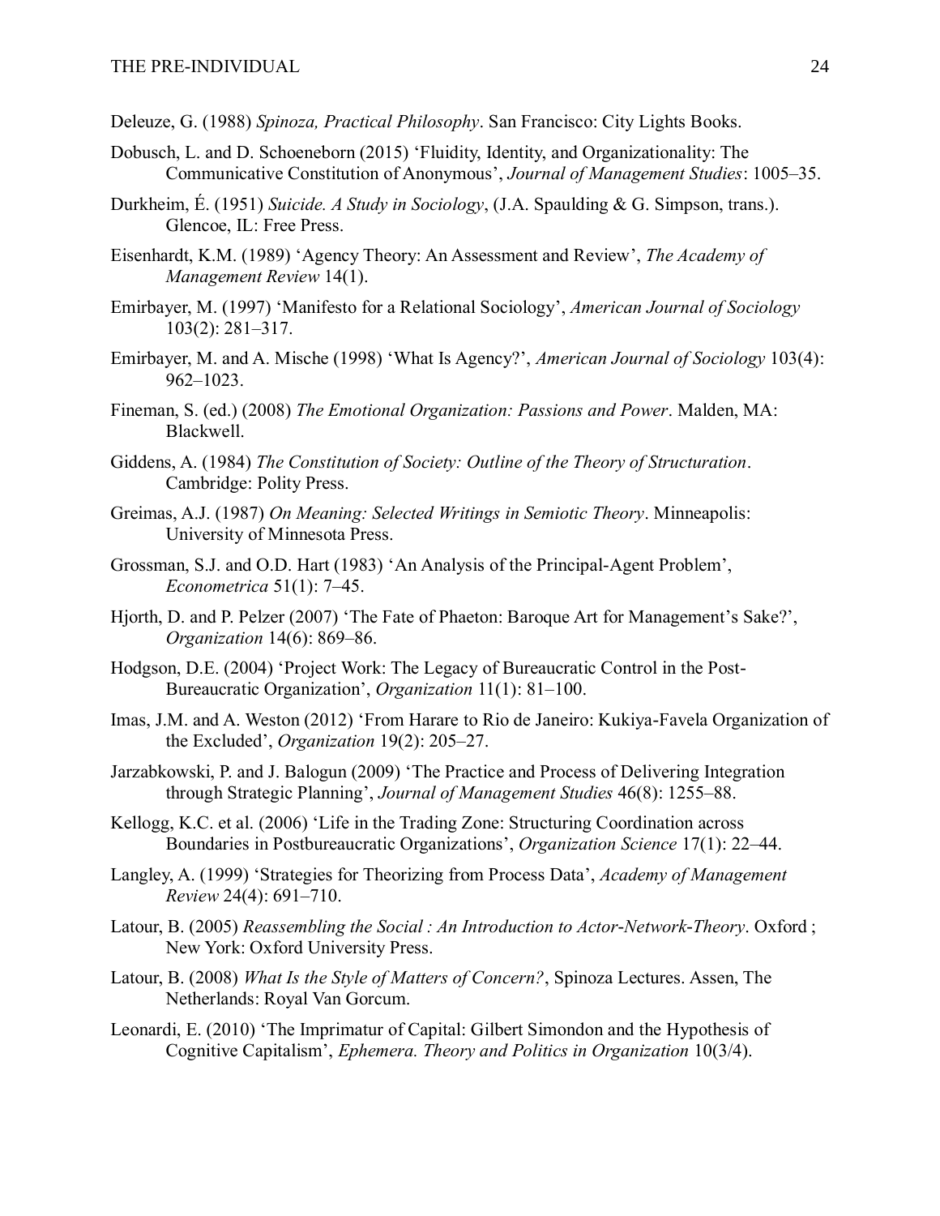Deleuze, G. (1988) *Spinoza, Practical Philosophy*. San Francisco: City Lights Books.

Dobusch, L. and D. Schoeneborn (2015) 'Fluidity, Identity, and Organizationality: The Communicative Constitution of Anonymous', *Journal of Management Studies*: 1005–35.

Durkheim, É. (1951) *Suicide. A Study in Sociology*, (J.A. Spaulding & G. Simpson, trans.). Glencoe, IL: Free Press.

Eisenhardt, K.M. (1989) 'Agency Theory: An Assessment and Review', *The Academy of Management Review* 14(1).

Emirbayer, M. (1997) 'Manifesto for a Relational Sociology', *American Journal of Sociology* 103(2): 281–317.

Emirbayer, M. and A. Mische (1998) 'What Is Agency?', *American Journal of Sociology* 103(4): 962–1023.

Fineman, S. (ed.) (2008) *The Emotional Organization: Passions and Power*. Malden, MA: Blackwell.

Giddens, A. (1984) *The Constitution of Society: Outline of the Theory of Structuration*. Cambridge: Polity Press.

Greimas, A.J. (1987) *On Meaning: Selected Writings in Semiotic Theory*. Minneapolis: University of Minnesota Press.

Grossman, S.J. and O.D. Hart (1983) 'An Analysis of the Principal-Agent Problem', *Econometrica* 51(1): 7–45.

Hjorth, D. and P. Pelzer (2007) 'The Fate of Phaeton: Baroque Art for Management's Sake?', *Organization* 14(6): 869–86.

Hodgson, D.E. (2004) 'Project Work: The Legacy of Bureaucratic Control in the Post-Bureaucratic Organization', *Organization* 11(1): 81–100.

Imas, J.M. and A. Weston (2012) 'From Harare to Rio de Janeiro: Kukiya-Favela Organization of the Excluded', *Organization* 19(2): 205–27.

Jarzabkowski, P. and J. Balogun (2009) 'The Practice and Process of Delivering Integration through Strategic Planning', *Journal of Management Studies* 46(8): 1255–88.

Kellogg, K.C. et al. (2006) 'Life in the Trading Zone: Structuring Coordination across Boundaries in Postbureaucratic Organizations', *Organization Science* 17(1): 22–44.

Langley, A. (1999) 'Strategies for Theorizing from Process Data', *Academy of Management Review* 24(4): 691–710.

Latour, B. (2005) *Reassembling the Social : An Introduction to Actor-Network-Theory*. Oxford ; New York: Oxford University Press.

Latour, B. (2008) *What Is the Style of Matters of Concern?*, Spinoza Lectures. Assen, The Netherlands: Royal Van Gorcum.

Leonardi, E. (2010) 'The Imprimatur of Capital: Gilbert Simondon and the Hypothesis of Cognitive Capitalism', *Ephemera. Theory and Politics in Organization* 10(3/4).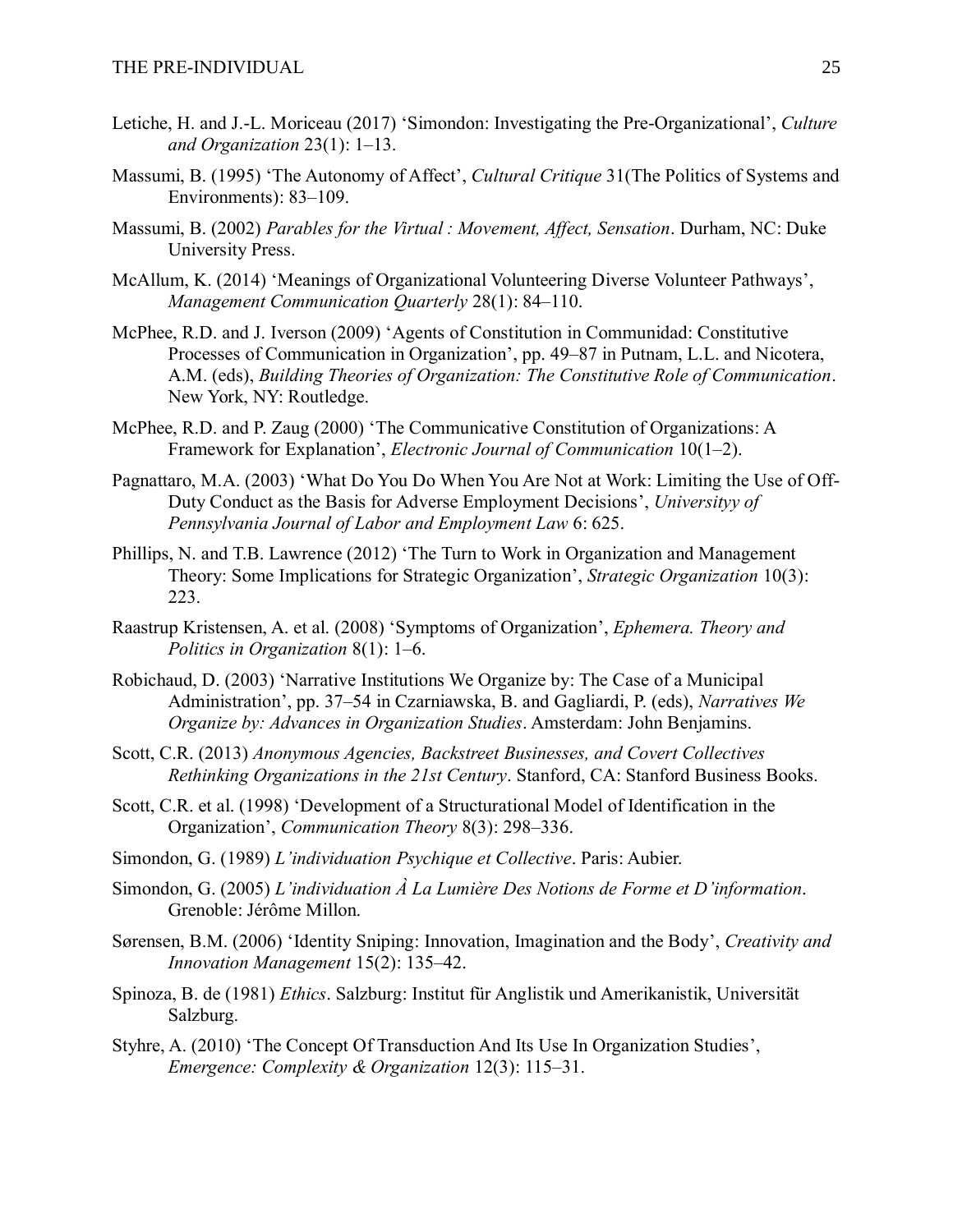Letiche, H. and J.-L. Moriceau (2017) 'Simondon: Investigating the Pre-Organizational', *Culture and Organization* 23(1): 1–13.

Massumi, B. (1995) 'The Autonomy of Affect', *Cultural Critique* 31(The Politics of Systems and Environments): 83–109.

Massumi, B. (2002) *Parables for the Virtual : Movement, Affect, Sensation*. Durham, NC: Duke University Press.

McAllum, K. (2014) 'Meanings of Organizational Volunteering Diverse Volunteer Pathways', *Management Communication Quarterly* 28(1): 84–110.

McPhee, R.D. and J. Iverson (2009) 'Agents of Constitution in Communidad: Constitutive Processes of Communication in Organization', pp. 49–87 in Putnam, L.L. and Nicotera, A.M. (eds), *Building Theories of Organization: The Constitutive Role of Communication*. New York, NY: Routledge.

McPhee, R.D. and P. Zaug (2000) 'The Communicative Constitution of Organizations: A Framework for Explanation', *Electronic Journal of Communication* 10(1–2).

Pagnattaro, M.A. (2003) 'What Do You Do When You Are Not at Work: Limiting the Use of Off-Duty Conduct as the Basis for Adverse Employment Decisions', *Universityy of Pennsylvania Journal of Labor and Employment Law* 6: 625.

Phillips, N. and T.B. Lawrence (2012) 'The Turn to Work in Organization and Management Theory: Some Implications for Strategic Organization', *Strategic Organization* 10(3): 223.

Raastrup Kristensen, A. et al. (2008) 'Symptoms of Organization', *Ephemera. Theory and Politics in Organization* 8(1): 1–6.

Robichaud, D. (2003) 'Narrative Institutions We Organize by: The Case of a Municipal Administration', pp. 37–54 in Czarniawska, B. and Gagliardi, P. (eds), *Narratives We Organize by: Advances in Organization Studies*. Amsterdam: John Benjamins.

Scott, C.R. (2013) *Anonymous Agencies, Backstreet Businesses, and Covert Collectives Rethinking Organizations in the 21st Century*. Stanford, CA: Stanford Business Books.

Scott, C.R. et al. (1998) 'Development of a Structurational Model of Identification in the Organization', *Communication Theory* 8(3): 298–336.

Simondon, G. (1989) *L'individuation Psychique et Collective*. Paris: Aubier.

Simondon, G. (2005) *L'individuation À La Lumière Des Notions de Forme et D'information*. Grenoble: Jérôme Millon.

Sørensen, B.M. (2006) 'Identity Sniping: Innovation, Imagination and the Body', *Creativity and Innovation Management* 15(2): 135–42.

Spinoza, B. de (1981) *Ethics*. Salzburg: Institut für Anglistik und Amerikanistik, Universität Salzburg.

Styhre, A. (2010) 'The Concept Of Transduction And Its Use In Organization Studies', *Emergence: Complexity & Organization* 12(3): 115–31.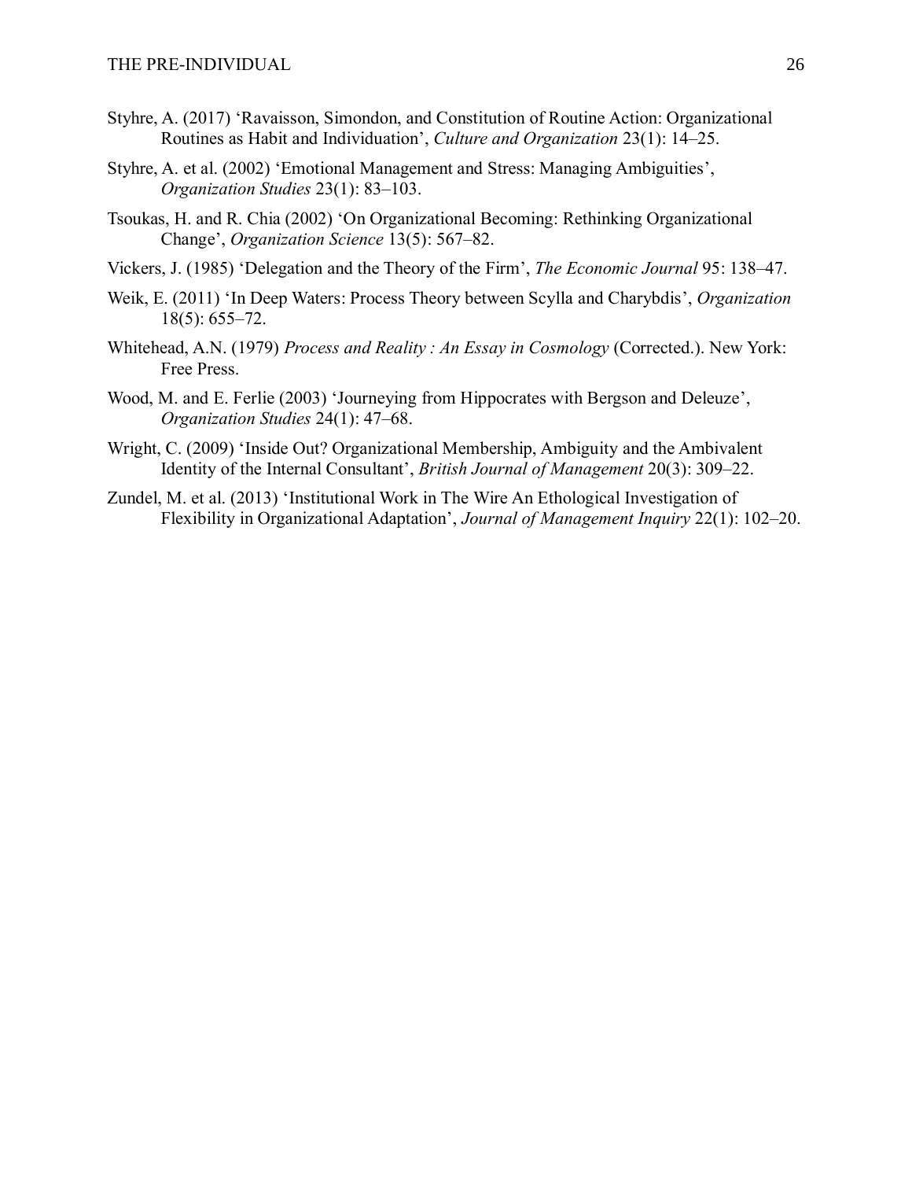Styhre, A. (2017) ‘Ravaisson, Simondon, and Constitution of Routine Action: Organizational Routines as Habit and Individuation’, *Culture and Organization* 23(1): 14–25.

Styhre, A. et al. (2002) ‘Emotional Management and Stress: Managing Ambiguities’, *Organization Studies* 23(1): 83–103.

Tsoukas, H. and R. Chia (2002) ‘On Organizational Becoming: Rethinking Organizational Change’, *Organization Science* 13(5): 567–82.

Vickers, J. (1985) ‘Delegation and the Theory of the Firm’, *The Economic Journal* 95: 138–47.

Weik, E. (2011) ‘In Deep Waters: Process Theory between Scylla and Charybdis’, *Organization* 18(5): 655–72.

Whitehead, A.N. (1979) *Process and Reality : An Essay in Cosmology* (Corrected.). New York: Free Press.

Wood, M. and E. Ferlie (2003) ‘Journeying from Hippocrates with Bergson and Deleuze’, *Organization Studies* 24(1): 47–68.

Wright, C. (2009) ‘Inside Out? Organizational Membership, Ambiguity and the Ambivalent Identity of the Internal Consultant’, *British Journal of Management* 20(3): 309–22.

Zundel, M. et al. (2013) ‘Institutional Work in The Wire An Ethological Investigation of Flexibility in Organizational Adaptation’, *Journal of Management Inquiry* 22(1): 102–20.